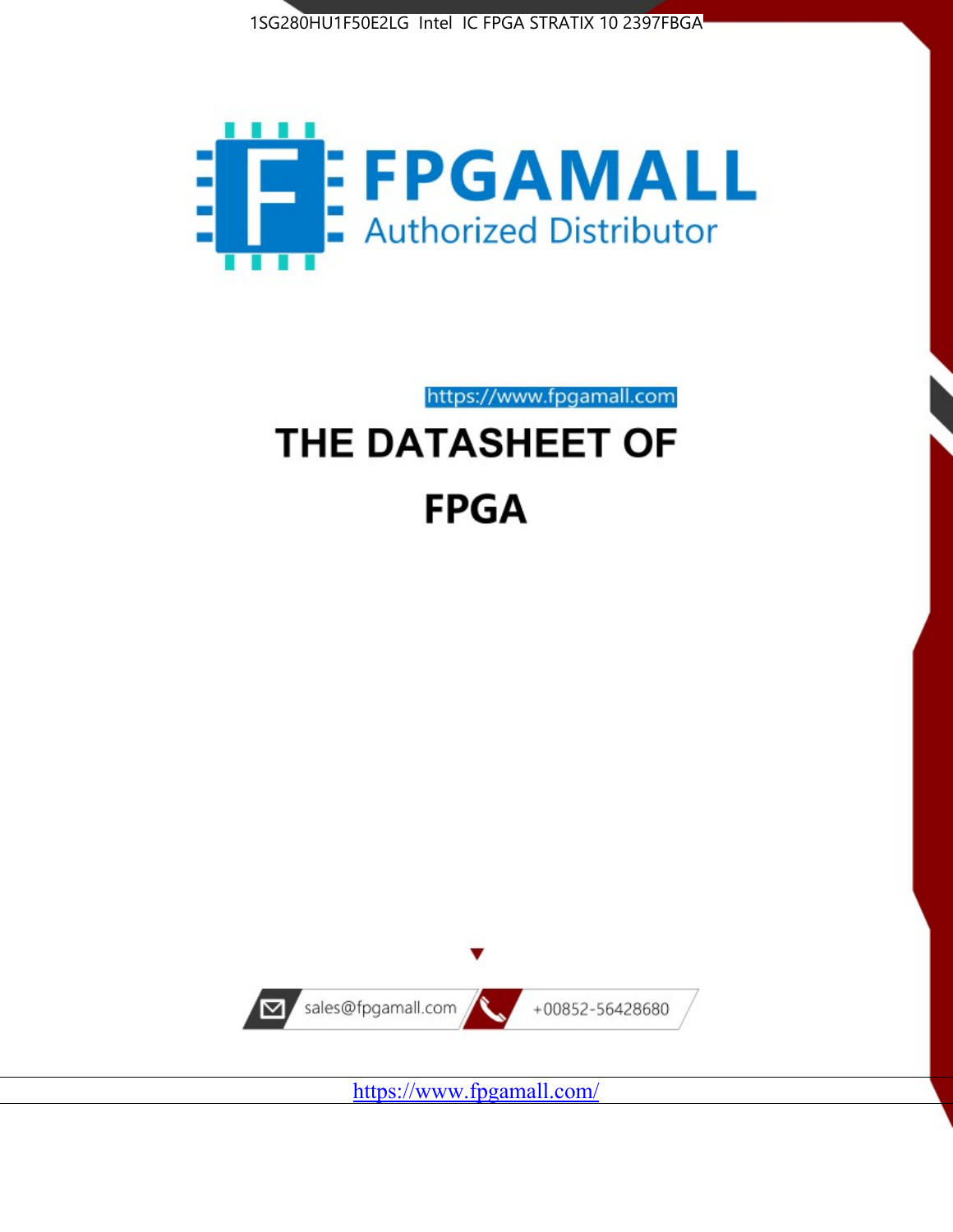1SG280HU1F50E2LG Intel IC FPGA STRATIX 10 2397FBGA

FPGAMALL

Authorized Distributor

https://www.fpgamall.com

# THE DATASHEET OF

# FPGA

sales@fpgamall.com

+00852-56428680

https://www.fpgamall.com/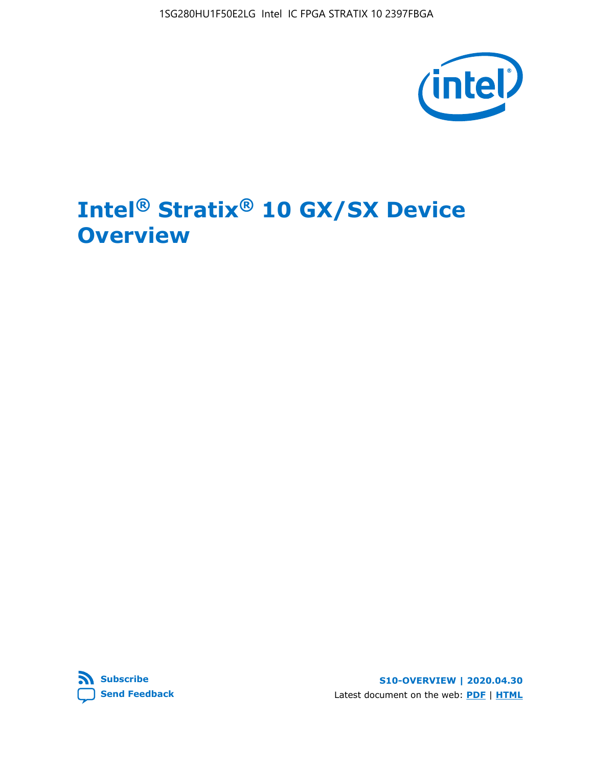# Intel® Stratix® 10 GX/SX Device Overview

Subscribe

Send Feedback

S10-OVERVIEW | 2020.04.30

Latest document on the web: PDF | HTML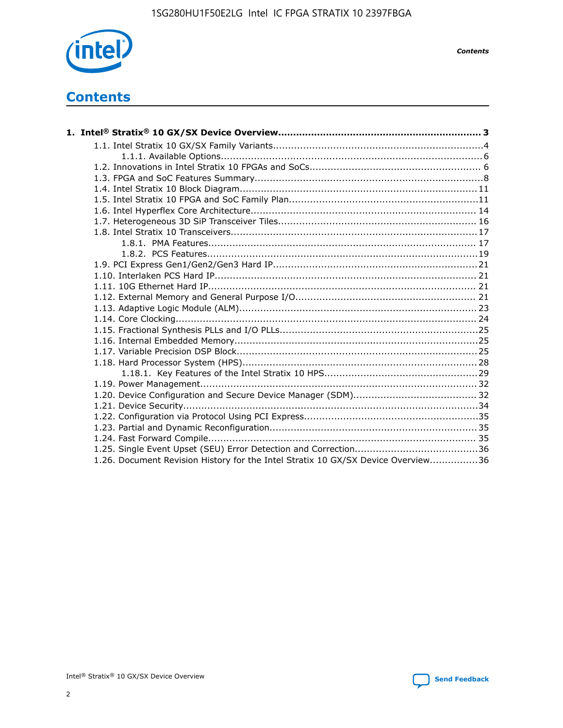# Contents

**1. Intel® Stratix® 10 GX/SX Device Overview.................................................................. 3**

- 1.1. Intel Stratix 10 GX/SX Family Variants.....................................................................4
    - 1.1.1. Available Options......................................................................................6
- 1.2. Innovations in Intel Stratix 10 FPGAs and SoCs........................................................ 6
- 1.3. FPGA and SoC Features Summary...........................................................................8
- 1.4. Intel Stratix 10 Block Diagram.............................................................................. 11
- 1.5. Intel Stratix 10 FPGA and SoC Family Plan..............................................................11
- 1.6. Intel Hyperflex Core Architecture.......................................................................... 14
- 1.7. Heterogeneous 3D SiP Transceiver Tiles................................................................. 16
- 1.8. Intel Stratix 10 Transceivers................................................................................. 17
    - 1.8.1. PMA Features......................................................................................... 17
    - 1.8.2. PCS Features..........................................................................................19
- 1.9. PCI Express Gen1/Gen2/Gen3 Hard IP.................................................................. 21
- 1.10. Interlaken PCS Hard IP...................................................................................... 21
- 1.11. 10G Ethernet Hard IP........................................................................................ 21
- 1.12. External Memory and General Purpose I/O........................................................... 21
- 1.13. Adaptive Logic Module (ALM).............................................................................. 23
- 1.14. Core Clocking................................................................................................... 24
- 1.15. Fractional Synthesis PLLs and I/O PLLs.................................................................25
- 1.16. Internal Embedded Memory................................................................................25
- 1.17. Variable Precision DSP Block...............................................................................25
- 1.18. Hard Processor System (HPS).............................................................................28
    - 1.18.1. Key Features of the Intel Stratix 10 HPS..................................................29
- 1.19. Power Management.......................................................................................... 32
- 1.20. Device Configuration and Secure Device Manager (SDM)........................................ 32
- 1.21. Device Security.................................................................................................34
- 1.22. Configuration via Protocol Using PCI Express.........................................................35
- 1.23. Partial and Dynamic Reconfiguration.................................................................... 35
- 1.24. Fast Forward Compile........................................................................................ 35
- 1.25. Single Event Upset (SEU) Error Detection and Correction........................................36
- 1.26. Document Revision History for the Intel Stratix 10 GX/SX Device Overview................36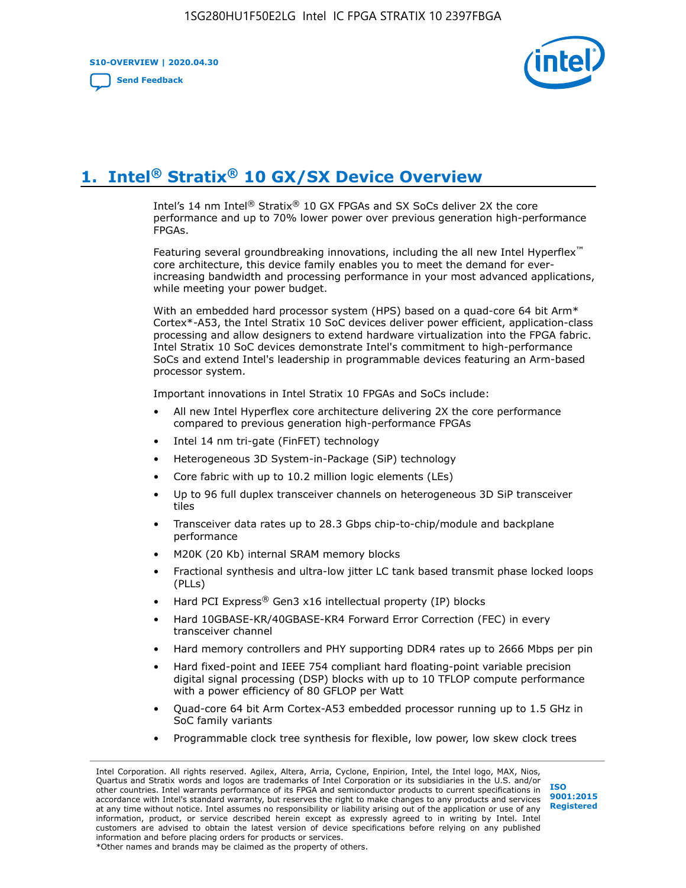# 1. Intel® Stratix® 10 GX/SX Device Overview

Intel's 14 nm Intel® Stratix® 10 GX FPGAs and SX SoCs deliver 2X the core performance and up to 70% lower power over previous generation high-performance FPGAs.

Featuring several groundbreaking innovations, including the all new Intel Hyperflex™ core architecture, this device family enables you to meet the demand for ever-increasing bandwidth and processing performance in your most advanced applications, while meeting your power budget.

With an embedded hard processor system (HPS) based on a quad-core 64 bit Arm* Cortex*-A53, the Intel Stratix 10 SoC devices deliver power efficient, application-class processing and allow designers to extend hardware virtualization into the FPGA fabric. Intel Stratix 10 SoC devices demonstrate Intel's commitment to high-performance SoCs and extend Intel's leadership in programmable devices featuring an Arm-based processor system.

Important innovations in Intel Stratix 10 FPGAs and SoCs include:

- All new Intel Hyperflex core architecture delivering 2X the core performance compared to previous generation high-performance FPGAs
- Intel 14 nm tri-gate (FinFET) technology
- Heterogeneous 3D System-in-Package (SiP) technology
- Core fabric with up to 10.2 million logic elements (LEs)
- Up to 96 full duplex transceiver channels on heterogeneous 3D SiP transceiver tiles
- Transceiver data rates up to 28.3 Gbps chip-to-chip/module and backplane performance
- M20K (20 Kb) internal SRAM memory blocks
- Fractional synthesis and ultra-low jitter LC tank based transmit phase locked loops (PLLs)
- Hard PCI Express® Gen3 x16 intellectual property (IP) blocks
- Hard 10GBASE-KR/40GBASE-KR4 Forward Error Correction (FEC) in every transceiver channel
- Hard memory controllers and PHY supporting DDR4 rates up to 2666 Mbps per pin
- Hard fixed-point and IEEE 754 compliant hard floating-point variable precision digital signal processing (DSP) blocks with up to 10 TFLOP compute performance with a power efficiency of 80 GFLOP per Watt
- Quad-core 64 bit Arm Cortex-A53 embedded processor running up to 1.5 GHz in SoC family variants
- Programmable clock tree synthesis for flexible, low power, low skew clock trees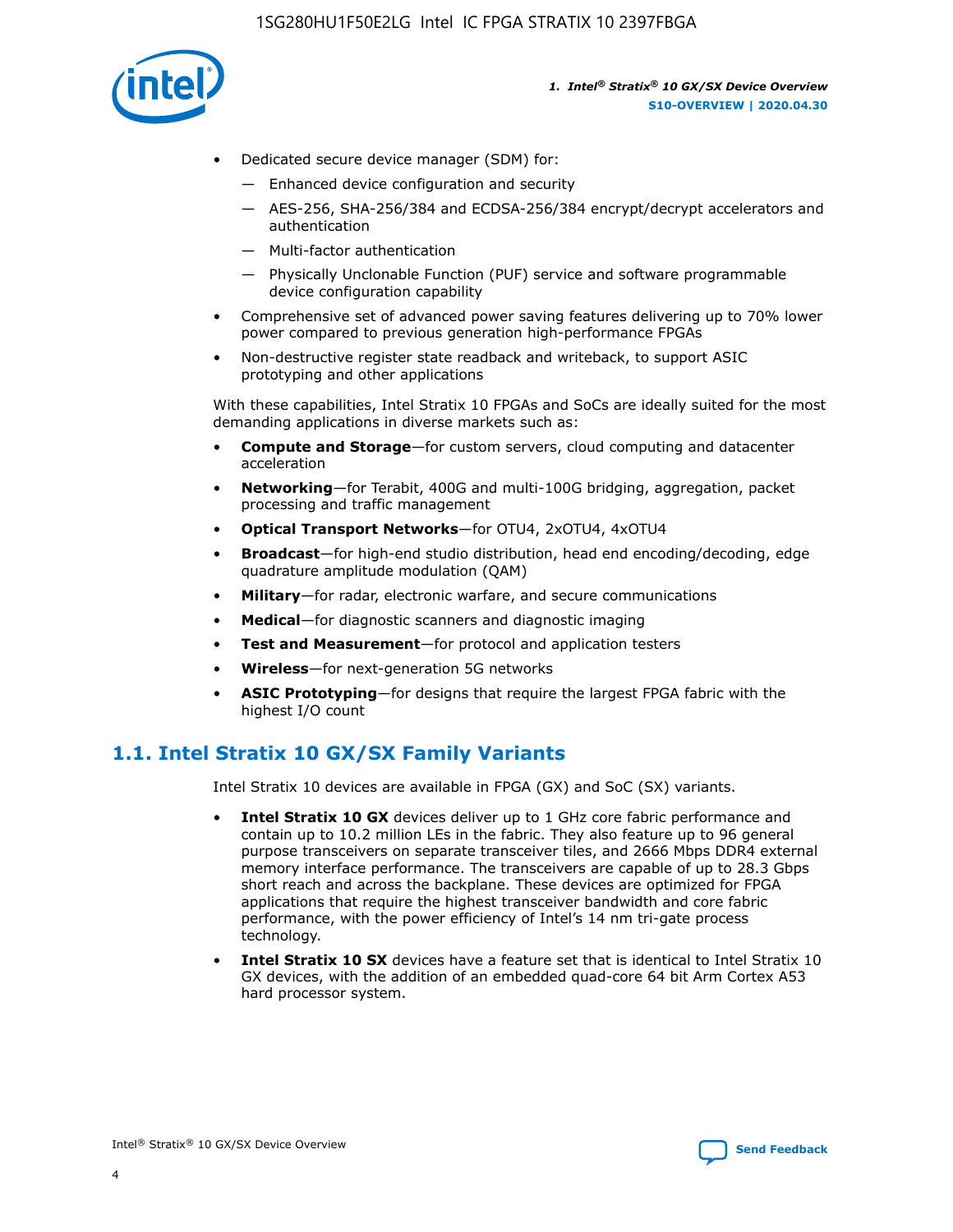- Dedicated secure device manager (SDM) for:
  - — Enhanced device configuration and security
  - — AES-256, SHA-256/384 and ECDSA-256/384 encrypt/decrypt accelerators and authentication
  - — Multi-factor authentication
  - — Physically Unclonable Function (PUF) service and software programmable device configuration capability
- Comprehensive set of advanced power saving features delivering up to 70% lower power compared to previous generation high-performance FPGAs
- Non-destructive register state readback and writeback, to support ASIC prototyping and other applications

With these capabilities, Intel Stratix 10 FPGAs and SoCs are ideally suited for the most demanding applications in diverse markets such as:

- **Compute and Storage**—for custom servers, cloud computing and datacenter acceleration
- **Networking**—for Terabit, 400G and multi-100G bridging, aggregation, packet processing and traffic management
- **Optical Transport Networks**—for OTU4, 2xOTU4, 4xOTU4
- **Broadcast**—for high-end studio distribution, head end encoding/decoding, edge quadrature amplitude modulation (QAM)
- **Military**—for radar, electronic warfare, and secure communications
- **Medical**—for diagnostic scanners and diagnostic imaging
- **Test and Measurement**—for protocol and application testers
- **Wireless**—for next-generation 5G networks
- **ASIC Prototyping**—for designs that require the largest FPGA fabric with the highest I/O count

## 1.1. Intel Stratix 10 GX/SX Family Variants

Intel Stratix 10 devices are available in FPGA (GX) and SoC (SX) variants.

- **Intel Stratix 10 GX** devices deliver up to 1 GHz core fabric performance and contain up to 10.2 million LEs in the fabric. They also feature up to 96 general purpose transceivers on separate transceiver tiles, and 2666 Mbps DDR4 external memory interface performance. The transceivers are capable of up to 28.3 Gbps short reach and across the backplane. These devices are optimized for FPGA applications that require the highest transceiver bandwidth and core fabric performance, with the power efficiency of Intel's 14 nm tri-gate process technology.
- **Intel Stratix 10 SX** devices have a feature set that is identical to Intel Stratix 10 GX devices, with the addition of an embedded quad-core 64 bit Arm Cortex A53 hard processor system.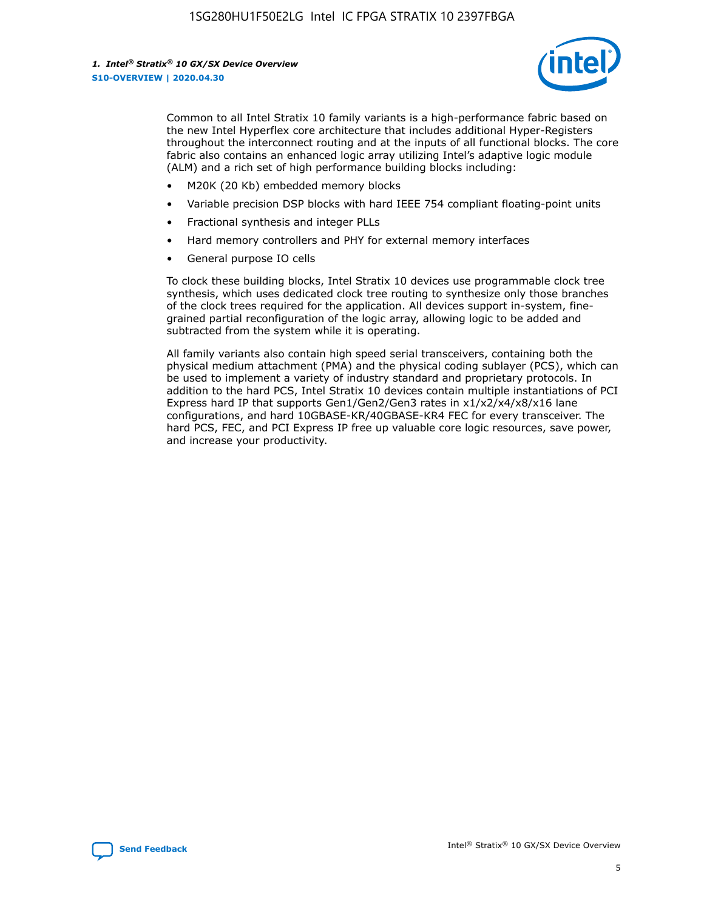Common to all Intel Stratix 10 family variants is a high-performance fabric based on the new Intel Hyperflex core architecture that includes additional Hyper-Registers throughout the interconnect routing and at the inputs of all functional blocks. The core fabric also contains an enhanced logic array utilizing Intel's adaptive logic module (ALM) and a rich set of high performance building blocks including:

- M20K (20 Kb) embedded memory blocks
- Variable precision DSP blocks with hard IEEE 754 compliant floating-point units
- Fractional synthesis and integer PLLs
- Hard memory controllers and PHY for external memory interfaces
- General purpose IO cells

To clock these building blocks, Intel Stratix 10 devices use programmable clock tree synthesis, which uses dedicated clock tree routing to synthesize only those branches of the clock trees required for the application. All devices support in-system, fine-grained partial reconfiguration of the logic array, allowing logic to be added and subtracted from the system while it is operating.

All family variants also contain high speed serial transceivers, containing both the physical medium attachment (PMA) and the physical coding sublayer (PCS), which can be used to implement a variety of industry standard and proprietary protocols. In addition to the hard PCS, Intel Stratix 10 devices contain multiple instantiations of PCI Express hard IP that supports Gen1/Gen2/Gen3 rates in x1/x2/x4/x8/x16 lane configurations, and hard 10GBASE-KR/40GBASE-KR4 FEC for every transceiver. The hard PCS, FEC, and PCI Express IP free up valuable core logic resources, save power, and increase your productivity.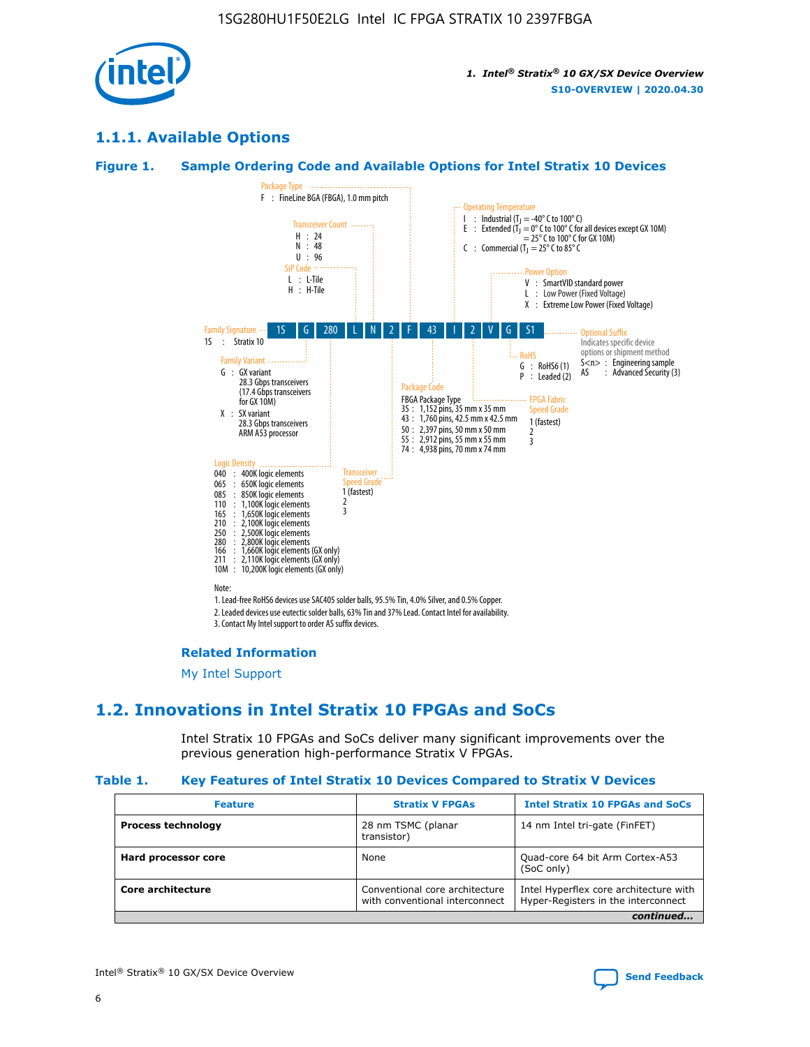## 1.1.1. Available Options

### Figure 1. Sample Ordering Code and Available Options for Intel Stratix 10 Devices

| 1S | G | 280 | L | N | 2 | F | 43 | I | 2 | V | G | S1 |
|---|---|---|---|---|---|---|---|---|---|---|---|---|

**Family Signature**
1S : Stratix 10

**Family Variant**
G : GX variant
28.3 Gbps transceivers
(17.4 Gbps transceivers for GX 10M)
X : SX variant
28.3 Gbps transceivers
ARM A53 processor

**Logic Density**
040 : 400K logic elements
065 : 650K logic elements
085 : 850K logic elements
110 : 1,100K logic elements
165 : 1,650K logic elements
210 : 2,100K logic elements
250 : 2,500K logic elements
280 : 2,800K logic elements
166 : 1,660K logic elements (GX only)
211 : 2,110K logic elements (GX only)
10M : 10,200K logic elements (GX only)

**SiP Code**
L : L-Tile
H : H-Tile

**Transceiver Count**
H : 24
N : 48
U : 96

**Transceiver Speed Grade**
1 (fastest)
2
3

**Package Type**
F : FineLine BGA (FBGA), 1.0 mm pitch

**Package Code**
FBGA Package Type
35 : 1,152 pins, 35 mm x 35 mm
43 : 1,760 pins, 42.5 mm x 42.5 mm
50 : 2,397 pins, 50 mm x 50 mm
55 : 2,912 pins, 55 mm x 55 mm
74 : 4,938 pins, 70 mm x 74 mm

**Operating Temperature**
I : Industrial ($T_J$ = -40° C to 100° C)
E : Extended ($T_J$ = 0° C to 100° C for all devices except GX 10M) = 25° C to 100° C for GX 10M)
C : Commercial ($T_J$ = 25° C to 85° C

**FPGA Fabric Speed Grade**
1 (fastest)
2
3

**Power Option**
V : SmartVID standard power
L : Low Power (Fixed Voltage)
X : Extreme Low Power (Fixed Voltage)

**RoHS**
G : RoHS6 (1)
P : Leaded (2)

**Optional Suffix**
Indicates specific device options or shipment method
S<n> : Engineering sample
AS : Advanced Security (3)

Note:
1. Lead-free RoHS6 devices use SAC405 solder balls, 95.5% Tin, 4.0% Silver, and 0.5% Copper.
2. Leaded devices use eutectic solder balls, 63% Tin and 37% Lead. Contact Intel for availability.
3. Contact My Intel support to order AS suffix devices.

### Related Information

My Intel Support

## 1.2. Innovations in Intel Stratix 10 FPGAs and SoCs

Intel Stratix 10 FPGAs and SoCs deliver many significant improvements over the previous generation high-performance Stratix V FPGAs.

### Table 1. Key Features of Intel Stratix 10 Devices Compared to Stratix V Devices

| Feature | Stratix V FPGAs | Intel Stratix 10 FPGAs and SoCs |
|---|---|---|
| **Process technology** | 28 nm TSMC (planar transistor) | 14 nm Intel tri-gate (FinFET) |
| **Hard processor core** | None | Quad-core 64 bit Arm Cortex-A53 (SoC only) |
| **Core architecture** | Conventional core architecture with conventional interconnect | Intel Hyperflex core architecture with Hyper-Registers in the interconnect |
| | | *continued...* |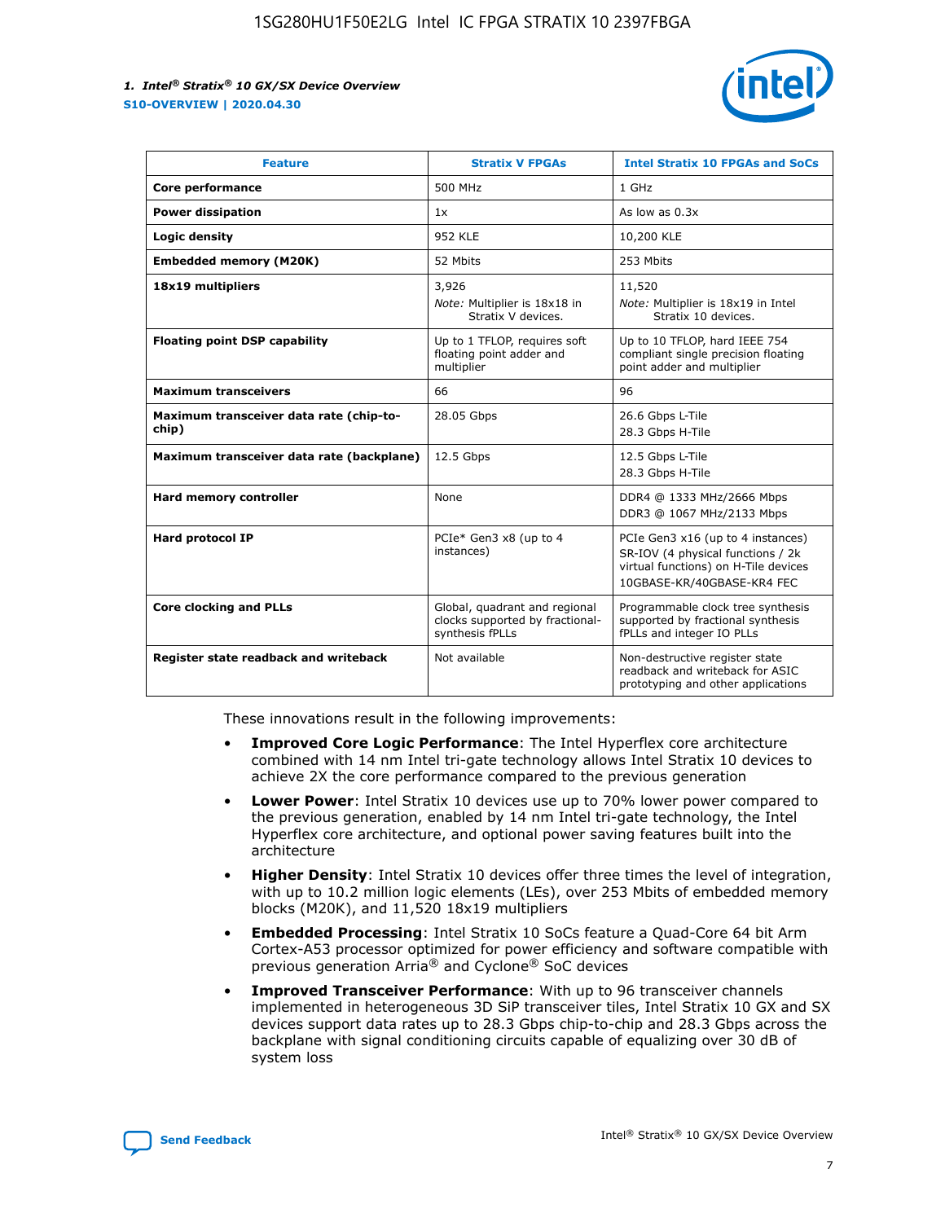| Feature | Stratix V FPGAs | Intel Stratix 10 FPGAs and SoCs |
| --- | --- | --- |
| **Core performance** | 500 MHz | 1 GHz |
| **Power dissipation** | 1x | As low as 0.3x |
| **Logic density** | 952 KLE | 10,200 KLE |
| **Embedded memory (M20K)** | 52 Mbits | 253 Mbits |
| **18x19 multipliers** | 3,926<br>*Note:* Multiplier is 18x18 in Stratix V devices. | 11,520<br>*Note:* Multiplier is 18x19 in Intel Stratix 10 devices. |
| **Floating point DSP capability** | Up to 1 TFLOP, requires soft floating point adder and multiplier | Up to 10 TFLOP, hard IEEE 754 compliant single precision floating point adder and multiplier |
| **Maximum transceivers** | 66 | 96 |
| **Maximum transceiver data rate (chip-to-chip)** | 28.05 Gbps | 26.6 Gbps L-Tile<br>28.3 Gbps H-Tile |
| **Maximum transceiver data rate (backplane)** | 12.5 Gbps | 12.5 Gbps L-Tile<br>28.3 Gbps H-Tile |
| **Hard memory controller** | None | DDR4 @ 1333 MHz/2666 Mbps<br>DDR3 @ 1067 MHz/2133 Mbps |
| **Hard protocol IP** | PCIe* Gen3 x8 (up to 4 instances) | PCIe Gen3 x16 (up to 4 instances)<br>SR-IOV (4 physical functions / 2k virtual functions) on H-Tile devices<br>10GBASE-KR/40GBASE-KR4 FEC |
| **Core clocking and PLLs** | Global, quadrant and regional clocks supported by fractional-synthesis fPLLs | Programmable clock tree synthesis supported by fractional synthesis fPLLs and integer IO PLLs |
| **Register state readback and writeback** | Not available | Non-destructive register state readback and writeback for ASIC prototyping and other applications |

These innovations result in the following improvements:

- **Improved Core Logic Performance**: The Intel Hyperflex core architecture combined with 14 nm Intel tri-gate technology allows Intel Stratix 10 devices to achieve 2X the core performance compared to the previous generation
- **Lower Power**: Intel Stratix 10 devices use up to 70% lower power compared to the previous generation, enabled by 14 nm Intel tri-gate technology, the Intel Hyperflex core architecture, and optional power saving features built into the architecture
- **Higher Density**: Intel Stratix 10 devices offer three times the level of integration, with up to 10.2 million logic elements (LEs), over 253 Mbits of embedded memory blocks (M20K), and 11,520 18x19 multipliers
- **Embedded Processing**: Intel Stratix 10 SoCs feature a Quad-Core 64 bit Arm Cortex-A53 processor optimized for power efficiency and software compatible with previous generation Arria® and Cyclone® SoC devices
- **Improved Transceiver Performance**: With up to 96 transceiver channels implemented in heterogeneous 3D SiP transceiver tiles, Intel Stratix 10 GX and SX devices support data rates up to 28.3 Gbps chip-to-chip and 28.3 Gbps across the backplane with signal conditioning circuits capable of equalizing over 30 dB of system loss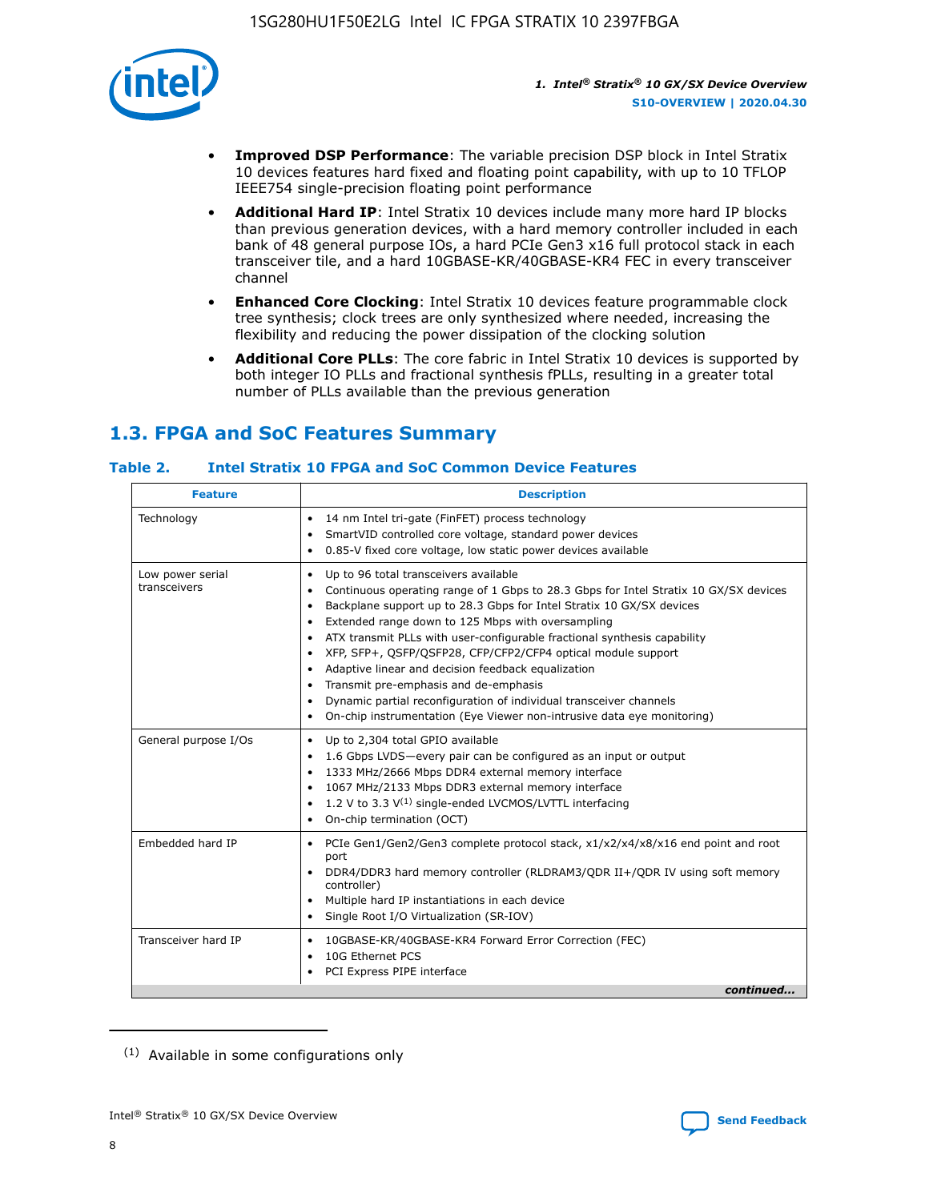- **Improved DSP Performance**: The variable precision DSP block in Intel Stratix 10 devices features hard fixed and floating point capability, with up to 10 TFLOP IEEE754 single-precision floating point performance
- **Additional Hard IP**: Intel Stratix 10 devices include many more hard IP blocks than previous generation devices, with a hard memory controller included in each bank of 48 general purpose IOs, a hard PCIe Gen3 x16 full protocol stack in each transceiver tile, and a hard 10GBASE-KR/40GBASE-KR4 FEC in every transceiver channel
- **Enhanced Core Clocking**: Intel Stratix 10 devices feature programmable clock tree synthesis; clock trees are only synthesized where needed, increasing the flexibility and reducing the power dissipation of the clocking solution
- **Additional Core PLLs**: The core fabric in Intel Stratix 10 devices is supported by both integer IO PLLs and fractional synthesis fPLLs, resulting in a greater total number of PLLs available than the previous generation

## 1.3. FPGA and SoC Features Summary

### Table 2. Intel Stratix 10 FPGA and SoC Common Device Features

| Feature | Description |
|---|---|
| Technology | • 14 nm Intel tri-gate (FinFET) process technology<br>• SmartVID controlled core voltage, standard power devices<br>• 0.85-V fixed core voltage, low static power devices available |
| Low power serial transceivers | • Up to 96 total transceivers available<br>• Continuous operating range of 1 Gbps to 28.3 Gbps for Intel Stratix 10 GX/SX devices<br>• Backplane support up to 28.3 Gbps for Intel Stratix 10 GX/SX devices<br>• Extended range down to 125 Mbps with oversampling<br>• ATX transmit PLLs with user-configurable fractional synthesis capability<br>• XFP, SFP+, QSFP/QSFP28, CFP/CFP2/CFP4 optical module support<br>• Adaptive linear and decision feedback equalization<br>• Transmit pre-emphasis and de-emphasis<br>• Dynamic partial reconfiguration of individual transceiver channels<br>• On-chip instrumentation (Eye Viewer non-intrusive data eye monitoring) |
| General purpose I/Os | • Up to 2,304 total GPIO available<br>• 1.6 Gbps LVDS—every pair can be configured as an input or output<br>• 1333 MHz/2666 Mbps DDR4 external memory interface<br>• 1067 MHz/2133 Mbps DDR3 external memory interface<br>• 1.2 V to 3.3 V[(1)] single-ended LVCMOS/LVTTL interfacing<br>• On-chip termination (OCT) |
| Embedded hard IP | • PCIe Gen1/Gen2/Gen3 complete protocol stack, x1/x2/x4/x8/x16 end point and root port<br>• DDR4/DDR3 hard memory controller (RLDRAM3/QDR II+/QDR IV using soft memory controller)<br>• Multiple hard IP instantiations in each device<br>• Single Root I/O Virtualization (SR-IOV) |
| Transceiver hard IP | • 10GBASE-KR/40GBASE-KR4 Forward Error Correction (FEC)<br>• 10G Ethernet PCS<br>• PCI Express PIPE interface |

*continued...*

(1) Available in some configurations only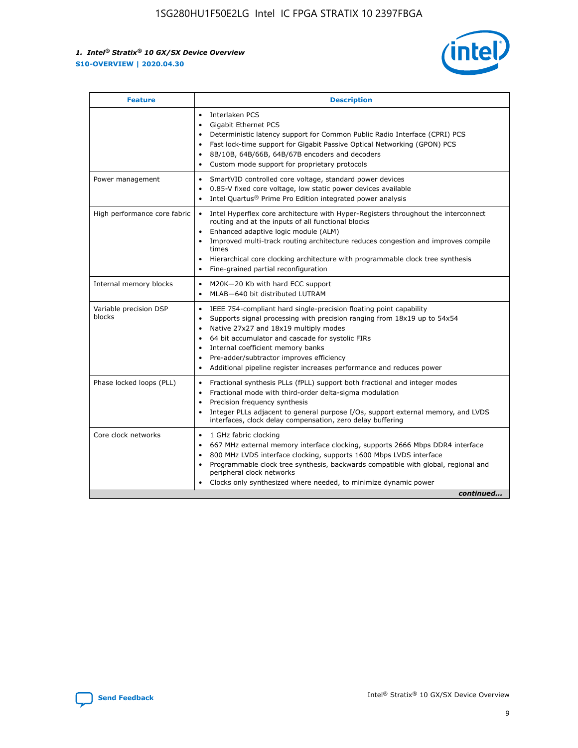| Feature | Description |
| --- | --- |
| | • Interlaken PCS<br>• Gigabit Ethernet PCS<br>• Deterministic latency support for Common Public Radio Interface (CPRI) PCS<br>• Fast lock-time support for Gigabit Passive Optical Networking (GPON) PCS<br>• 8B/10B, 64B/66B, 64B/67B encoders and decoders<br>• Custom mode support for proprietary protocols |
| Power management | • SmartVID controlled core voltage, standard power devices<br>• 0.85-V fixed core voltage, low static power devices available<br>• Intel Quartus® Prime Pro Edition integrated power analysis |
| High performance core fabric | • Intel Hyperflex core architecture with Hyper-Registers throughout the interconnect routing and at the inputs of all functional blocks<br>• Enhanced adaptive logic module (ALM)<br>• Improved multi-track routing architecture reduces congestion and improves compile times<br>• Hierarchical core clocking architecture with programmable clock tree synthesis<br>• Fine-grained partial reconfiguration |
| Internal memory blocks | • M20K—20 Kb with hard ECC support<br>• MLAB—640 bit distributed LUTRAM |
| Variable precision DSP blocks | • IEEE 754-compliant hard single-precision floating point capability<br>• Supports signal processing with precision ranging from 18x19 up to 54x54<br>• Native 27x27 and 18x19 multiply modes<br>• 64 bit accumulator and cascade for systolic FIRs<br>• Internal coefficient memory banks<br>• Pre-adder/subtractor improves efficiency<br>• Additional pipeline register increases performance and reduces power |
| Phase locked loops (PLL) | • Fractional synthesis PLLs (fPLL) support both fractional and integer modes<br>• Fractional mode with third-order delta-sigma modulation<br>• Precision frequency synthesis<br>• Integer PLLs adjacent to general purpose I/Os, support external memory, and LVDS interfaces, clock delay compensation, zero delay buffering |
| Core clock networks | • 1 GHz fabric clocking<br>• 667 MHz external memory interface clocking, supports 2666 Mbps DDR4 interface<br>• 800 MHz LVDS interface clocking, supports 1600 Mbps LVDS interface<br>• Programmable clock tree synthesis, backwards compatible with global, regional and peripheral clock networks<br>• Clocks only synthesized where needed, to minimize dynamic power |

*continued...*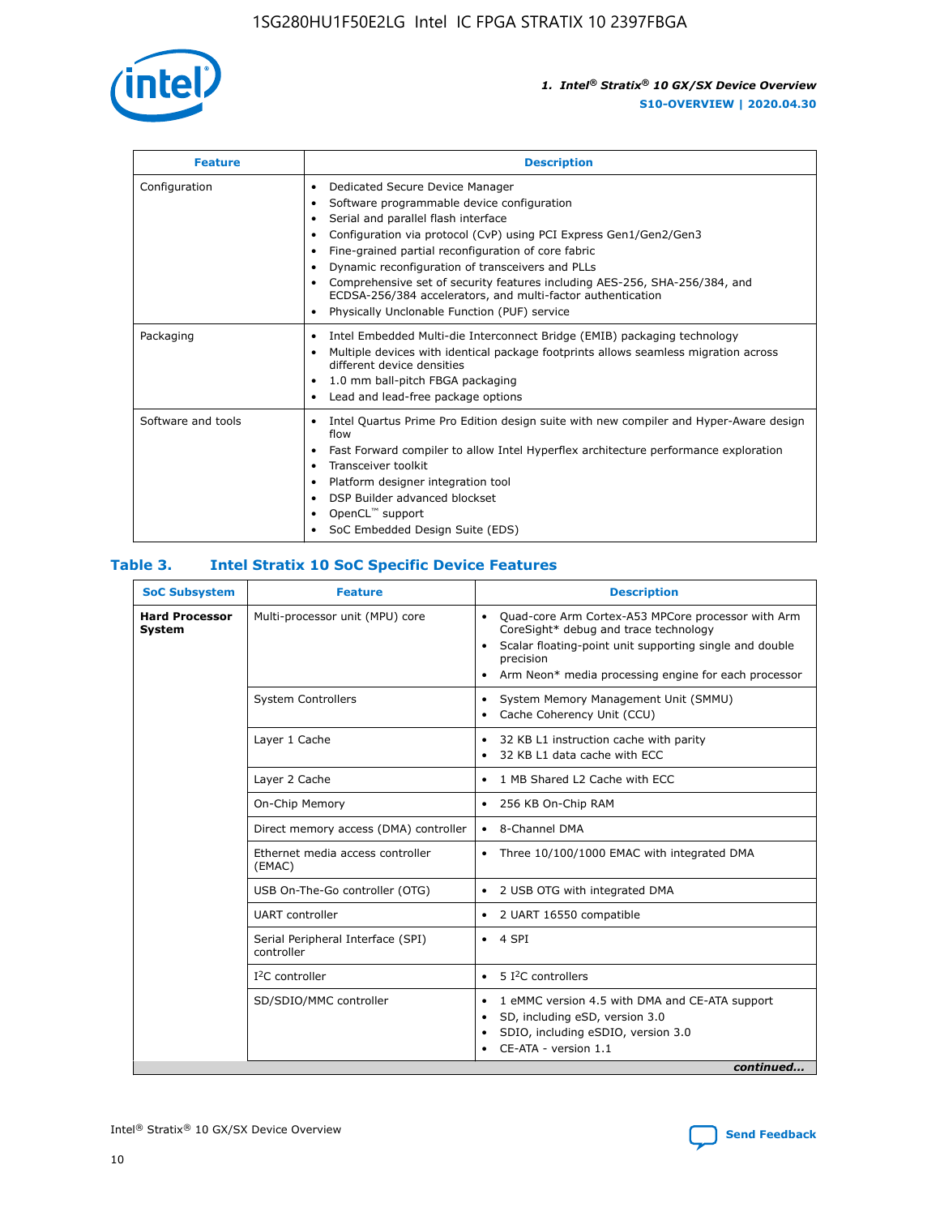| Feature | Description |
| --- | --- |
| Configuration | • Dedicated Secure Device Manager<br>• Software programmable device configuration<br>• Serial and parallel flash interface<br>• Configuration via protocol (CvP) using PCI Express Gen1/Gen2/Gen3<br>• Fine-grained partial reconfiguration of core fabric<br>• Dynamic reconfiguration of transceivers and PLLs<br>• Comprehensive set of security features including AES-256, SHA-256/384, and ECDSA-256/384 accelerators, and multi-factor authentication<br>• Physically Unclonable Function (PUF) service |
| Packaging | • Intel Embedded Multi-die Interconnect Bridge (EMIB) packaging technology<br>• Multiple devices with identical package footprints allows seamless migration across different device densities<br>• 1.0 mm ball-pitch FBGA packaging<br>• Lead and lead-free package options |
| Software and tools | • Intel Quartus Prime Pro Edition design suite with new compiler and Hyper-Aware design flow<br>• Fast Forward compiler to allow Intel Hyperflex architecture performance exploration<br>• Transceiver toolkit<br>• Platform designer integration tool<br>• DSP Builder advanced blockset<br>• OpenCL™ support<br>• SoC Embedded Design Suite (EDS) |

## Table 3. Intel Stratix 10 SoC Specific Device Features

| SoC Subsystem | Feature | Description |
| --- | --- | --- |
| **Hard Processor System** | Multi-processor unit (MPU) core | • Quad-core Arm Cortex-A53 MPCore processor with Arm CoreSight* debug and trace technology<br>• Scalar floating-point unit supporting single and double precision<br>• Arm Neon* media processing engine for each processor |
| | System Controllers | • System Memory Management Unit (SMMU)<br>• Cache Coherency Unit (CCU) |
| | Layer 1 Cache | • 32 KB L1 instruction cache with parity<br>• 32 KB L1 data cache with ECC |
| | Layer 2 Cache | • 1 MB Shared L2 Cache with ECC |
| | On-Chip Memory | • 256 KB On-Chip RAM |
| | Direct memory access (DMA) controller | • 8-Channel DMA |
| | Ethernet media access controller (EMAC) | • Three 10/100/1000 EMAC with integrated DMA |
| | USB On-The-Go controller (OTG) | • 2 USB OTG with integrated DMA |
| | UART controller | • 2 UART 16550 compatible |
| | Serial Peripheral Interface (SPI) controller | • 4 SPI |
| | I²C controller | • 5 I²C controllers |
| | SD/SDIO/MMC controller | • 1 eMMC version 4.5 with DMA and CE-ATA support<br>• SD, including eSD, version 3.0<br>• SDIO, including eSDIO, version 3.0<br>• CE-ATA - version 1.1 |

*continued...*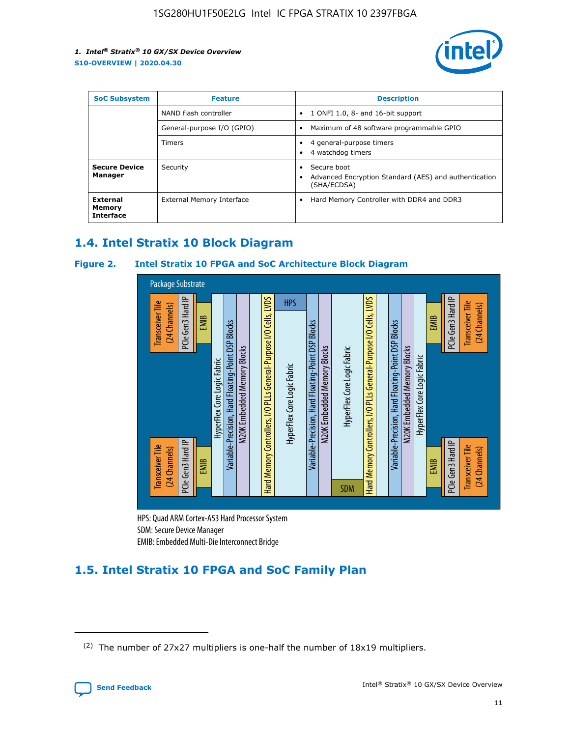| SoC Subsystem | Feature | Description |
| --- | --- | --- |
| | NAND flash controller | • 1 ONFI 1.0, 8- and 16-bit support |
| | General-purpose I/O (GPIO) | • Maximum of 48 software programmable GPIO |
| | Timers | • 4 general-purpose timers<br>• 4 watchdog timers |
| **Secure Device Manager** | Security | • Secure boot<br>• Advanced Encryption Standard (AES) and authentication (SHA/ECDSA) |
| **External Memory Interface** | External Memory Interface | • Hard Memory Controller with DDR4 and DDR3 |

## 1.4. Intel Stratix 10 Block Diagram

**Figure 2. Intel Stratix 10 FPGA and SoC Architecture Block Diagram**

Package Substrate

Transceiver Tile (24 Channels) | PCIe Gen3 Hard IP | EMIB | HyperFlex Core Logic Fabric | Variable-Precision, Hard Floating-Point DSP Blocks | M20K Embedded Memory Blocks | Hard Memory Controllers, I/O PLLs General-Purpose I/O Cells, LVDS | HPS | HyperFlex Core Logic Fabric | Variable-Precision, Hard Floating-Point DSP Blocks | M20K Embedded Memory Blocks | HyperFlex Core Logic Fabric | SDM | Hard Memory Controllers, I/O PLLs General-Purpose I/O Cells, LVDS | Variable-Precision, Hard Floating-Point DSP Blocks | M20K Embedded Memory Blocks | HyperFlex Core Logic Fabric | EMIB | PCIe Gen3 Hard IP | Transceiver Tile (24 Channels)

HPS: Quad ARM Cortex-A53 Hard Processor System
SDM: Secure Device Manager
EMIB: Embedded Multi-Die Interconnect Bridge

## 1.5. Intel Stratix 10 FPGA and SoC Family Plan

(2) The number of 27x27 multipliers is one-half the number of 18x19 multipliers.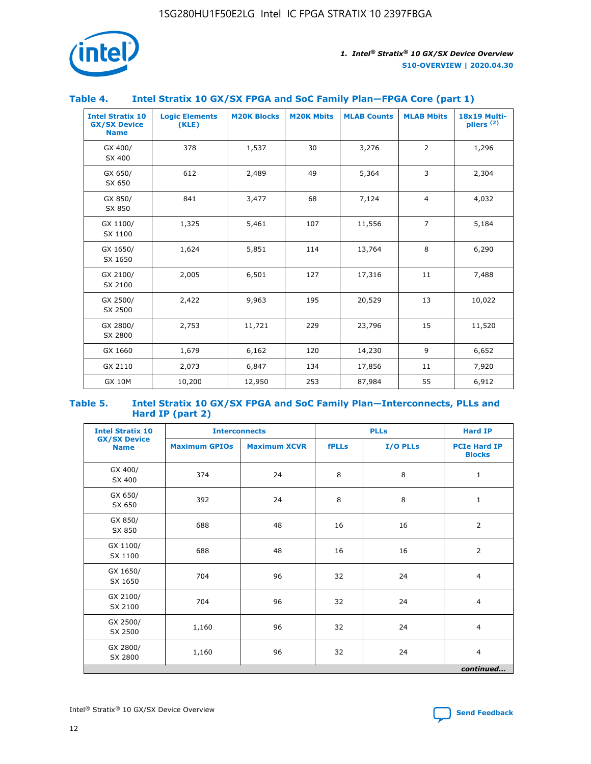### Table 4. Intel Stratix 10 GX/SX FPGA and SoC Family Plan—FPGA Core (part 1)

| Intel Stratix 10 GX/SX Device Name | Logic Elements (KLE) | M20K Blocks | M20K Mbits | MLAB Counts | MLAB Mbits | 18x19 Multi-pliers [(2)] |
|---|---|---|---|---|---|---|
| GX 400/ SX 400 | 378 | 1,537 | 30 | 3,276 | 2 | 1,296 |
| GX 650/ SX 650 | 612 | 2,489 | 49 | 5,364 | 3 | 2,304 |
| GX 850/ SX 850 | 841 | 3,477 | 68 | 7,124 | 4 | 4,032 |
| GX 1100/ SX 1100 | 1,325 | 5,461 | 107 | 11,556 | 7 | 5,184 |
| GX 1650/ SX 1650 | 1,624 | 5,851 | 114 | 13,764 | 8 | 6,290 |
| GX 2100/ SX 2100 | 2,005 | 6,501 | 127 | 17,316 | 11 | 7,488 |
| GX 2500/ SX 2500 | 2,422 | 9,963 | 195 | 20,529 | 13 | 10,022 |
| GX 2800/ SX 2800 | 2,753 | 11,721 | 229 | 23,796 | 15 | 11,520 |
| GX 1660 | 1,679 | 6,162 | 120 | 14,230 | 9 | 6,652 |
| GX 2110 | 2,073 | 6,847 | 134 | 17,856 | 11 | 7,920 |
| GX 10M | 10,200 | 12,950 | 253 | 87,984 | 55 | 6,912 |

### Table 5. Intel Stratix 10 GX/SX FPGA and SoC Family Plan—Interconnects, PLLs and Hard IP (part 2)

| Intel Stratix 10 GX/SX Device Name | Interconnects | | PLLs | | Hard IP |
|---|---|---|---|---|---|
| | Maximum GPIOs | Maximum XCVR | fPLLs | I/O PLLs | PCIe Hard IP Blocks |
| GX 400/ SX 400 | 374 | 24 | 8 | 8 | 1 |
| GX 650/ SX 650 | 392 | 24 | 8 | 8 | 1 |
| GX 850/ SX 850 | 688 | 48 | 16 | 16 | 2 |
| GX 1100/ SX 1100 | 688 | 48 | 16 | 16 | 2 |
| GX 1650/ SX 1650 | 704 | 96 | 32 | 24 | 4 |
| GX 2100/ SX 2100 | 704 | 96 | 32 | 24 | 4 |
| GX 2500/ SX 2500 | 1,160 | 96 | 32 | 24 | 4 |
| GX 2800/ SX 2800 | 1,160 | 96 | 32 | 24 | 4 |

*continued...*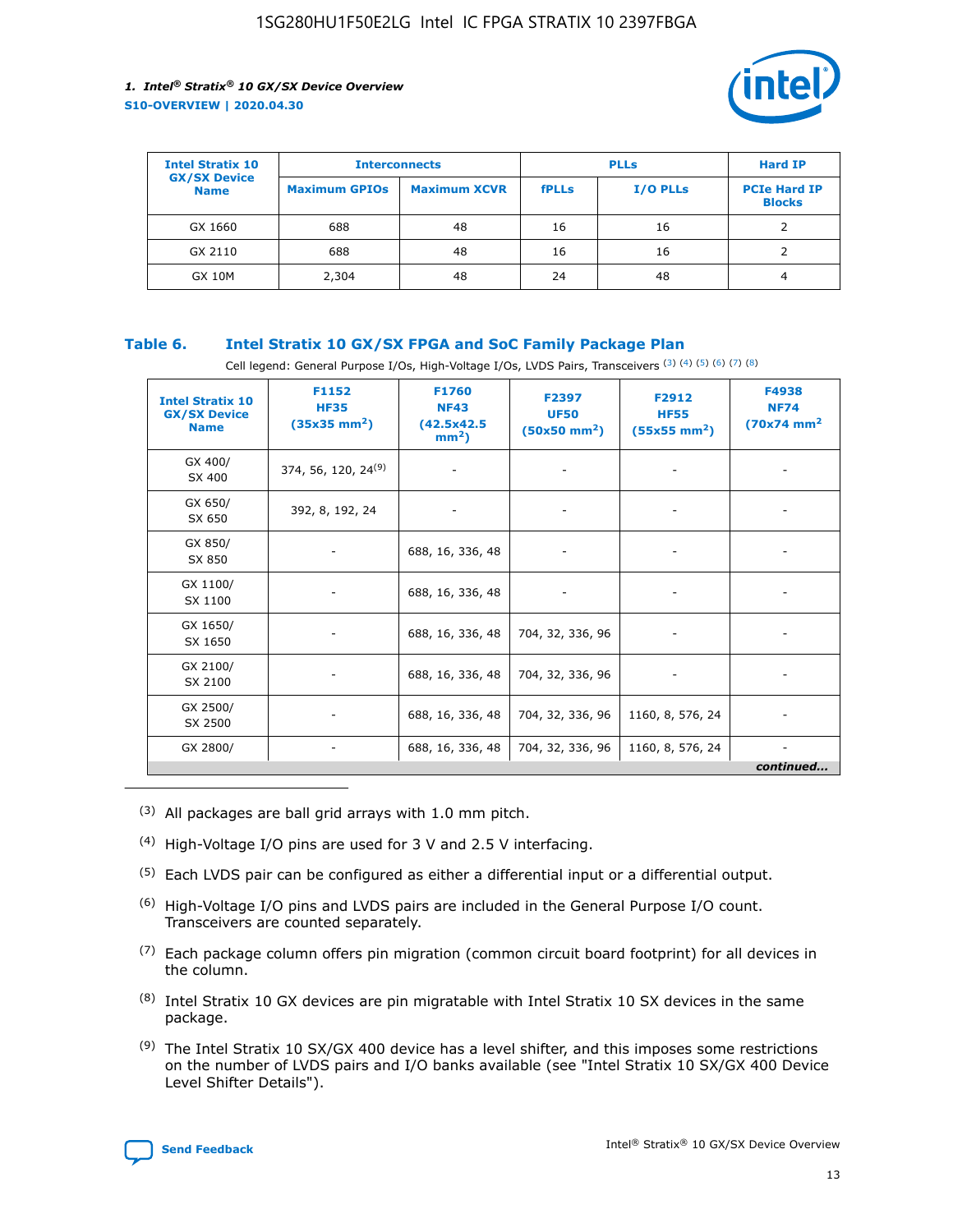| Intel Stratix 10 GX/SX Device Name | Interconnects | | PLLs | | Hard IP |
|---|---|---|---|---|---|
| | Maximum GPIOs | Maximum XCVR | fPLLs | I/O PLLs | PCIe Hard IP Blocks |
| GX 1660 | 688 | 48 | 16 | 16 | 2 |
| GX 2110 | 688 | 48 | 16 | 16 | 2 |
| GX 10M | 2,304 | 48 | 24 | 48 | 4 |

### Table 6. Intel Stratix 10 GX/SX FPGA and SoC Family Package Plan

Cell legend: General Purpose I/Os, High-Voltage I/Os, LVDS Pairs, Transceivers (3) (4) (5) (6) (7) (8)

| Intel Stratix 10 GX/SX Device Name | F1152 HF35 (35x35 mm²) | F1760 NF43 (42.5x42.5 mm²) | F2397 UF50 (50x50 mm²) | F2912 HF55 (55x55 mm²) | F4938 NF74 (70x74 mm² |
|---|---|---|---|---|---|
| GX 400/ SX 400 | 374, 56, 120, 24(9) | - | - | - | - |
| GX 650/ SX 650 | 392, 8, 192, 24 | - | - | - | - |
| GX 850/ SX 850 | - | 688, 16, 336, 48 | - | - | - |
| GX 1100/ SX 1100 | - | 688, 16, 336, 48 | - | - | - |
| GX 1650/ SX 1650 | - | 688, 16, 336, 48 | 704, 32, 336, 96 | - | - |
| GX 2100/ SX 2100 | - | 688, 16, 336, 48 | 704, 32, 336, 96 | - | - |
| GX 2500/ SX 2500 | - | 688, 16, 336, 48 | 704, 32, 336, 96 | 1160, 8, 576, 24 | - |
| GX 2800/ | - | 688, 16, 336, 48 | 704, 32, 336, 96 | 1160, 8, 576, 24 | - |

*continued...*

(3) All packages are ball grid arrays with 1.0 mm pitch.

(4) High-Voltage I/O pins are used for 3 V and 2.5 V interfacing.

(5) Each LVDS pair can be configured as either a differential input or a differential output.

(6) High-Voltage I/O pins and LVDS pairs are included in the General Purpose I/O count. Transceivers are counted separately.

(7) Each package column offers pin migration (common circuit board footprint) for all devices in the column.

(8) Intel Stratix 10 GX devices are pin migratable with Intel Stratix 10 SX devices in the same package.

(9) The Intel Stratix 10 SX/GX 400 device has a level shifter, and this imposes some restrictions on the number of LVDS pairs and I/O banks available (see "Intel Stratix 10 SX/GX 400 Device Level Shifter Details").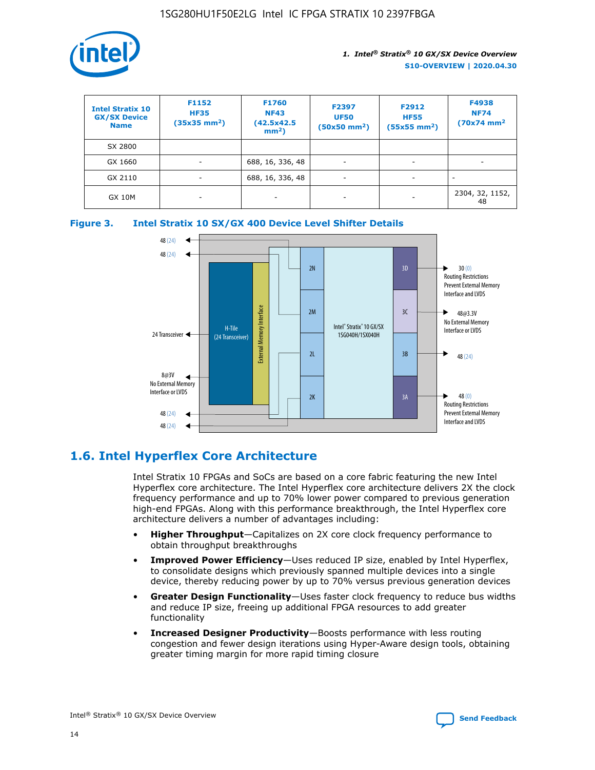| Intel Stratix 10 GX/SX Device Name | F1152 HF35 (35x35 mm²) | F1760 NF43 (42.5x42.5 mm²) | F2397 UF50 (50x50 mm²) | F2912 HF55 (55x55 mm²) | F4938 NF74 (70x74 mm² |
|---|---|---|---|---|---|
| SX 2800 | | | | | |
| GX 1660 | - | 688, 16, 336, 48 | - | - | - |
| GX 2110 | - | 688, 16, 336, 48 | - | - | - |
| GX 10M | - | - | - | - | 2304, 32, 1152, 48 |

**Figure 3. Intel Stratix 10 SX/GX 400 Device Level Shifter Details**

## 1.6. Intel Hyperflex Core Architecture

Intel Stratix 10 FPGAs and SoCs are based on a core fabric featuring the new Intel Hyperflex core architecture. The Intel Hyperflex core architecture delivers 2X the clock frequency performance and up to 70% lower power compared to previous generation high-end FPGAs. Along with this performance breakthrough, the Intel Hyperflex core architecture delivers a number of advantages including:

- **Higher Throughput**—Capitalizes on 2X core clock frequency performance to obtain throughput breakthroughs
- **Improved Power Efficiency**—Uses reduced IP size, enabled by Intel Hyperflex, to consolidate designs which previously spanned multiple devices into a single device, thereby reducing power by up to 70% versus previous generation devices
- **Greater Design Functionality**—Uses faster clock frequency to reduce bus widths and reduce IP size, freeing up additional FPGA resources to add greater functionality
- **Increased Designer Productivity**—Boosts performance with less routing congestion and fewer design iterations using Hyper-Aware design tools, obtaining greater timing margin for more rapid timing closure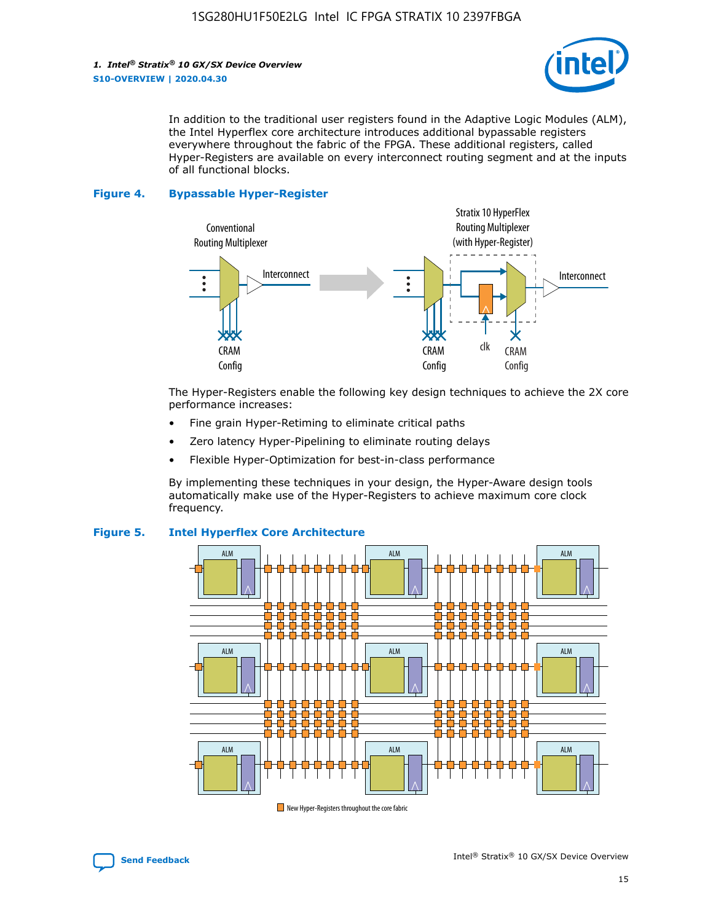In addition to the traditional user registers found in the Adaptive Logic Modules (ALM), the Intel Hyperflex core architecture introduces additional bypassable registers everywhere throughout the fabric of the FPGA. These additional registers, called Hyper-Registers are available on every interconnect routing segment and at the inputs of all functional blocks.

**Figure 4. Bypassable Hyper-Register**

The Hyper-Registers enable the following key design techniques to achieve the 2X core performance increases:

- Fine grain Hyper-Retiming to eliminate critical paths
- Zero latency Hyper-Pipelining to eliminate routing delays
- Flexible Hyper-Optimization for best-in-class performance

By implementing these techniques in your design, the Hyper-Aware design tools automatically make use of the Hyper-Registers to achieve maximum core clock frequency.

**Figure 5. Intel Hyperflex Core Architecture**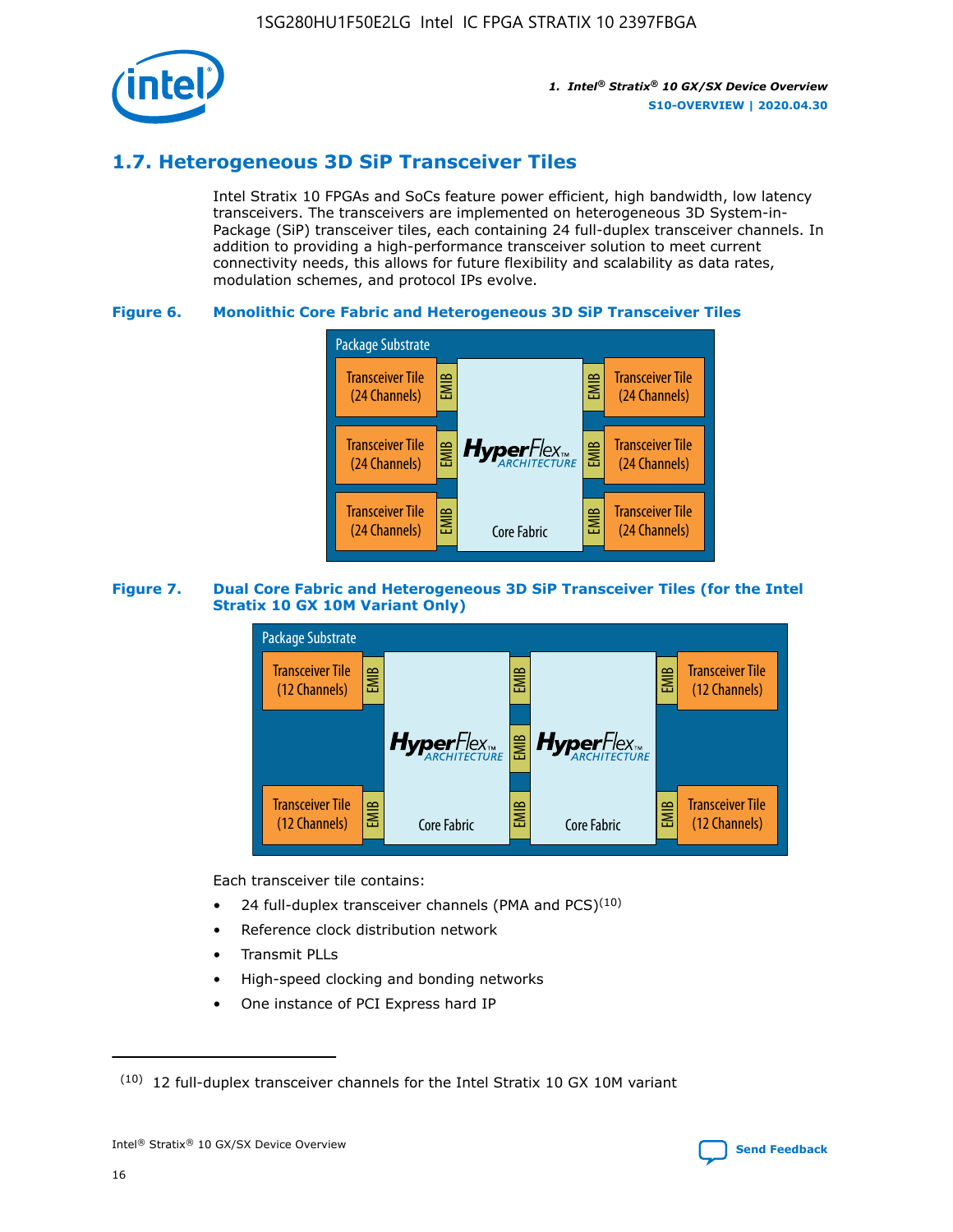## 1.7. Heterogeneous 3D SiP Transceiver Tiles

Intel Stratix 10 FPGAs and SoCs feature power efficient, high bandwidth, low latency transceivers. The transceivers are implemented on heterogeneous 3D System-in-Package (SiP) transceiver tiles, each containing 24 full-duplex transceiver channels. In addition to providing a high-performance transceiver solution to meet current connectivity needs, this allows for future flexibility and scalability as data rates, modulation schemes, and protocol IPs evolve.

**Figure 6. Monolithic Core Fabric and Heterogeneous 3D SiP Transceiver Tiles**

Package Substrate

Transceiver Tile (24 Channels) | EMIB | HyperFlex ARCHITECTURE Core Fabric | EMIB | Transceiver Tile (24 Channels)

**Figure 7. Dual Core Fabric and Heterogeneous 3D SiP Transceiver Tiles (for the Intel Stratix 10 GX 10M Variant Only)**

Package Substrate

Transceiver Tile (12 Channels) | EMIB | HyperFlex ARCHITECTURE Core Fabric | EMIB | HyperFlex ARCHITECTURE Core Fabric | EMIB | Transceiver Tile (12 Channels)

Each transceiver tile contains:

- 24 full-duplex transceiver channels (PMA and PCS)[10]
- Reference clock distribution network
- Transmit PLLs
- High-speed clocking and bonding networks
- One instance of PCI Express hard IP

[10] 12 full-duplex transceiver channels for the Intel Stratix 10 GX 10M variant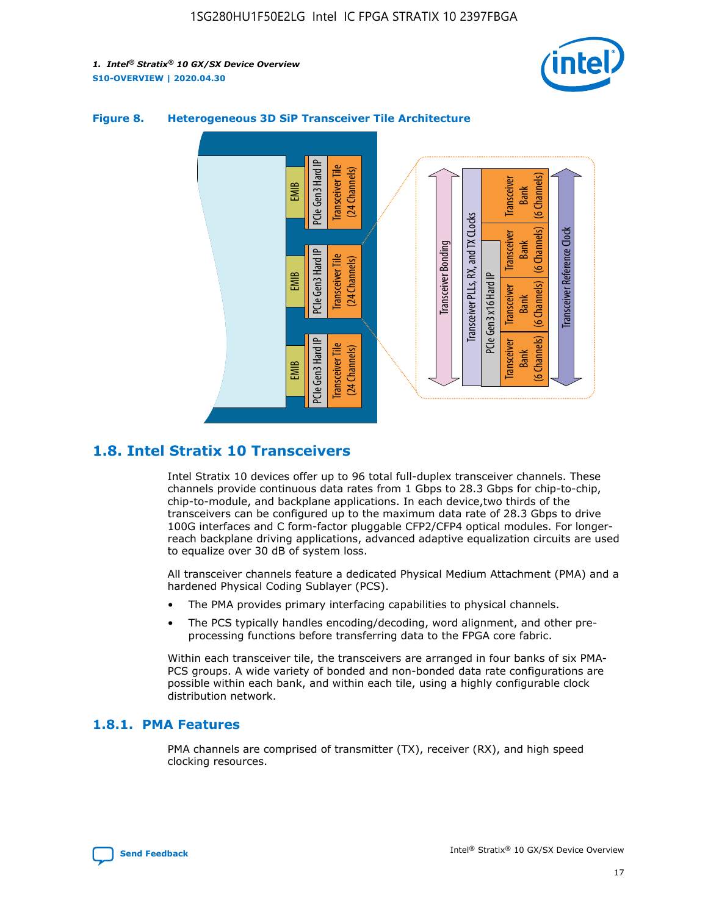**Figure 8. Heterogeneous 3D SiP Transceiver Tile Architecture**

## 1.8. Intel Stratix 10 Transceivers

Intel Stratix 10 devices offer up to 96 total full-duplex transceiver channels. These channels provide continuous data rates from 1 Gbps to 28.3 Gbps for chip-to-chip, chip-to-module, and backplane applications. In each device,two thirds of the transceivers can be configured up to the maximum data rate of 28.3 Gbps to drive 100G interfaces and C form-factor pluggable CFP2/CFP4 optical modules. For longer-reach backplane driving applications, advanced adaptive equalization circuits are used to equalize over 30 dB of system loss.

All transceiver channels feature a dedicated Physical Medium Attachment (PMA) and a hardened Physical Coding Sublayer (PCS).

- The PMA provides primary interfacing capabilities to physical channels.
- The PCS typically handles encoding/decoding, word alignment, and other pre-processing functions before transferring data to the FPGA core fabric.

Within each transceiver tile, the transceivers are arranged in four banks of six PMA-PCS groups. A wide variety of bonded and non-bonded data rate configurations are possible within each bank, and within each tile, using a highly configurable clock distribution network.

### 1.8.1. PMA Features

PMA channels are comprised of transmitter (TX), receiver (RX), and high speed clocking resources.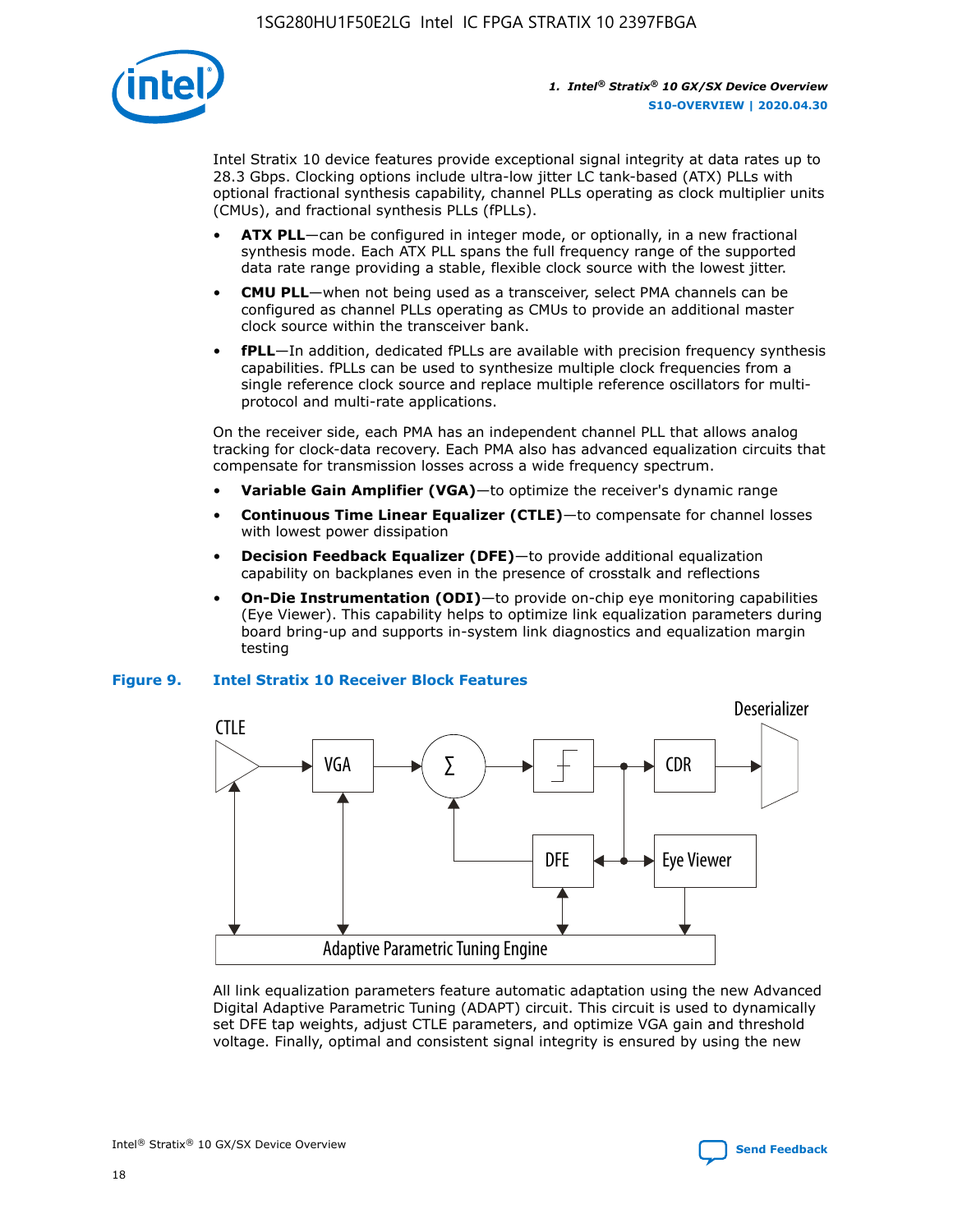Intel Stratix 10 device features provide exceptional signal integrity at data rates up to 28.3 Gbps. Clocking options include ultra-low jitter LC tank-based (ATX) PLLs with optional fractional synthesis capability, channel PLLs operating as clock multiplier units (CMUs), and fractional synthesis PLLs (fPLLs).

- **ATX PLL**—can be configured in integer mode, or optionally, in a new fractional synthesis mode. Each ATX PLL spans the full frequency range of the supported data rate range providing a stable, flexible clock source with the lowest jitter.
- **CMU PLL**—when not being used as a transceiver, select PMA channels can be configured as channel PLLs operating as CMUs to provide an additional master clock source within the transceiver bank.
- **fPLL**—In addition, dedicated fPLLs are available with precision frequency synthesis capabilities. fPLLs can be used to synthesize multiple clock frequencies from a single reference clock source and replace multiple reference oscillators for multi-protocol and multi-rate applications.

On the receiver side, each PMA has an independent channel PLL that allows analog tracking for clock-data recovery. Each PMA also has advanced equalization circuits that compensate for transmission losses across a wide frequency spectrum.

- **Variable Gain Amplifier (VGA)**—to optimize the receiver's dynamic range
- **Continuous Time Linear Equalizer (CTLE)**—to compensate for channel losses with lowest power dissipation
- **Decision Feedback Equalizer (DFE)**—to provide additional equalization capability on backplanes even in the presence of crosstalk and reflections
- **On-Die Instrumentation (ODI)**—to provide on-chip eye monitoring capabilities (Eye Viewer). This capability helps to optimize link equalization parameters during board bring-up and supports in-system link diagnostics and equalization margin testing

**Figure 9. Intel Stratix 10 Receiver Block Features**

CTLE → VGA → Σ → [slicer] → CDR → Deserializer; DFE; Eye Viewer; Adaptive Parametric Tuning Engine

All link equalization parameters feature automatic adaptation using the new Advanced Digital Adaptive Parametric Tuning (ADAPT) circuit. This circuit is used to dynamically set DFE tap weights, adjust CTLE parameters, and optimize VGA gain and threshold voltage. Finally, optimal and consistent signal integrity is ensured by using the new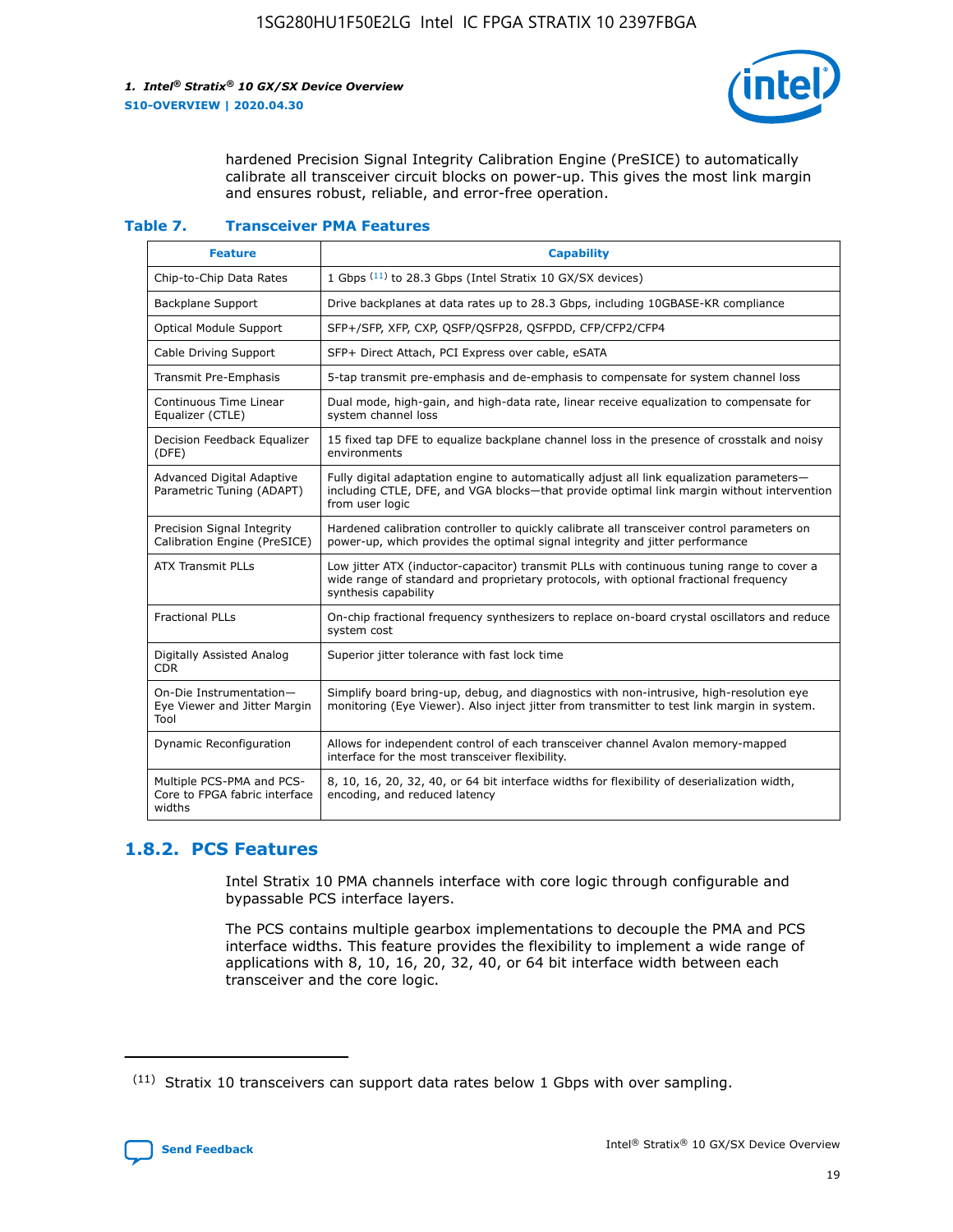hardened Precision Signal Integrity Calibration Engine (PreSICE) to automatically calibrate all transceiver circuit blocks on power-up. This gives the most link margin and ensures robust, reliable, and error-free operation.

**Table 7. Transceiver PMA Features**

| Feature | Capability |
| --- | --- |
| Chip-to-Chip Data Rates | 1 Gbps [11] to 28.3 Gbps (Intel Stratix 10 GX/SX devices) |
| Backplane Support | Drive backplanes at data rates up to 28.3 Gbps, including 10GBASE-KR compliance |
| Optical Module Support | SFP+/SFP, XFP, CXP, QSFP/QSFP28, QSFPDD, CFP/CFP2/CFP4 |
| Cable Driving Support | SFP+ Direct Attach, PCI Express over cable, eSATA |
| Transmit Pre-Emphasis | 5-tap transmit pre-emphasis and de-emphasis to compensate for system channel loss |
| Continuous Time Linear Equalizer (CTLE) | Dual mode, high-gain, and high-data rate, linear receive equalization to compensate for system channel loss |
| Decision Feedback Equalizer (DFE) | 15 fixed tap DFE to equalize backplane channel loss in the presence of crosstalk and noisy environments |
| Advanced Digital Adaptive Parametric Tuning (ADAPT) | Fully digital adaptation engine to automatically adjust all link equalization parameters—including CTLE, DFE, and VGA blocks—that provide optimal link margin without intervention from user logic |
| Precision Signal Integrity Calibration Engine (PreSICE) | Hardened calibration controller to quickly calibrate all transceiver control parameters on power-up, which provides the optimal signal integrity and jitter performance |
| ATX Transmit PLLs | Low jitter ATX (inductor-capacitor) transmit PLLs with continuous tuning range to cover a wide range of standard and proprietary protocols, with optional fractional frequency synthesis capability |
| Fractional PLLs | On-chip fractional frequency synthesizers to replace on-board crystal oscillators and reduce system cost |
| Digitally Assisted Analog CDR | Superior jitter tolerance with fast lock time |
| On-Die Instrumentation—Eye Viewer and Jitter Margin Tool | Simplify board bring-up, debug, and diagnostics with non-intrusive, high-resolution eye monitoring (Eye Viewer). Also inject jitter from transmitter to test link margin in system. |
| Dynamic Reconfiguration | Allows for independent control of each transceiver channel Avalon memory-mapped interface for the most transceiver flexibility. |
| Multiple PCS-PMA and PCS-Core to FPGA fabric interface widths | 8, 10, 16, 20, 32, 40, or 64 bit interface widths for flexibility of deserialization width, encoding, and reduced latency |

### 1.8.2. PCS Features

Intel Stratix 10 PMA channels interface with core logic through configurable and bypassable PCS interface layers.

The PCS contains multiple gearbox implementations to decouple the PMA and PCS interface widths. This feature provides the flexibility to implement a wide range of applications with 8, 10, 16, 20, 32, 40, or 64 bit interface width between each transceiver and the core logic.

[11] Stratix 10 transceivers can support data rates below 1 Gbps with over sampling.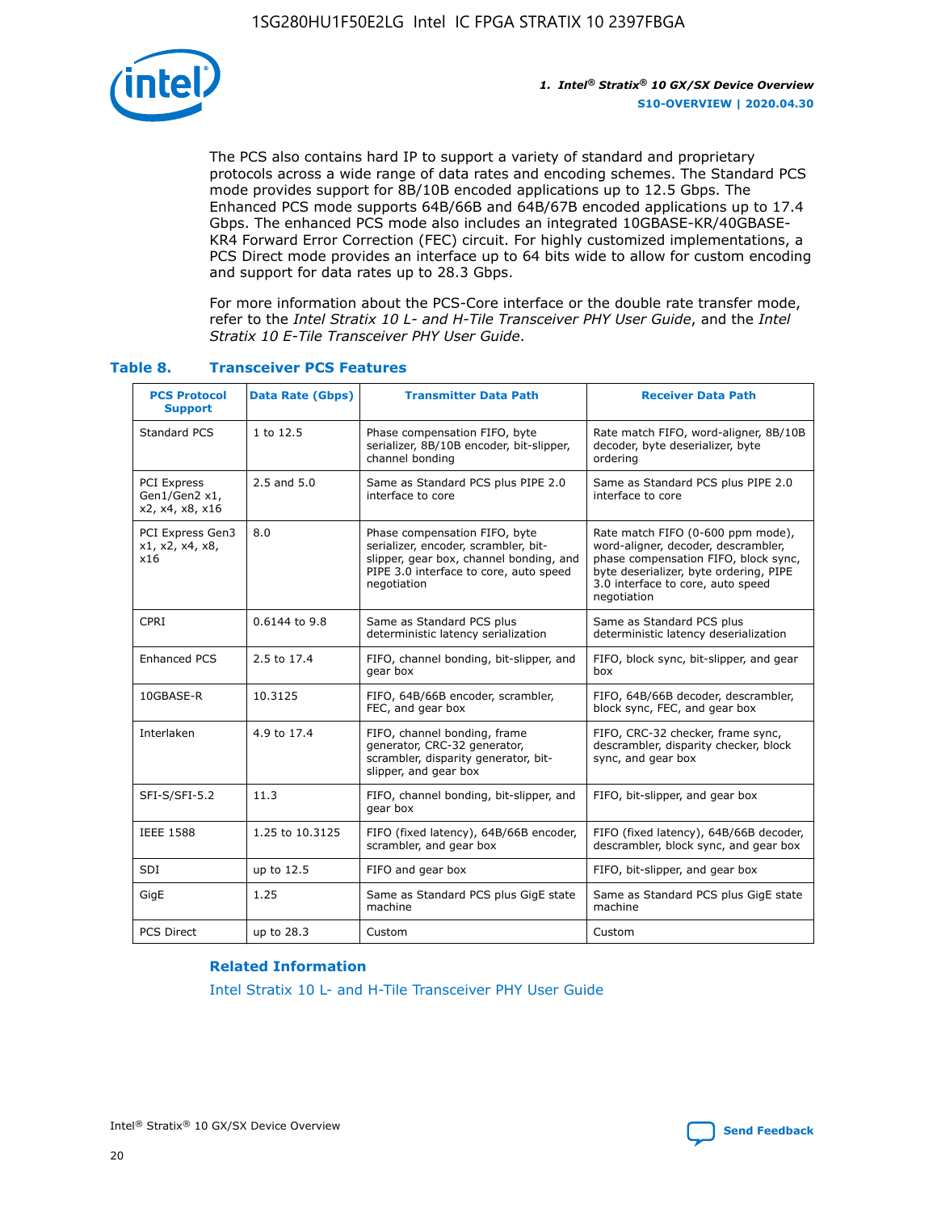The PCS also contains hard IP to support a variety of standard and proprietary protocols across a wide range of data rates and encoding schemes. The Standard PCS mode provides support for 8B/10B encoded applications up to 12.5 Gbps. The Enhanced PCS mode supports 64B/66B and 64B/67B encoded applications up to 17.4 Gbps. The enhanced PCS mode also includes an integrated 10GBASE-KR/40GBASE-KR4 Forward Error Correction (FEC) circuit. For highly customized implementations, a PCS Direct mode provides an interface up to 64 bits wide to allow for custom encoding and support for data rates up to 28.3 Gbps.

For more information about the PCS-Core interface or the double rate transfer mode, refer to the *Intel Stratix 10 L- and H-Tile Transceiver PHY User Guide*, and the *Intel Stratix 10 E-Tile Transceiver PHY User Guide*.

### Table 8. Transceiver PCS Features

| PCS Protocol Support | Data Rate (Gbps) | Transmitter Data Path | Receiver Data Path |
|---|---|---|---|
| Standard PCS | 1 to 12.5 | Phase compensation FIFO, byte serializer, 8B/10B encoder, bit-slipper, channel bonding | Rate match FIFO, word-aligner, 8B/10B decoder, byte deserializer, byte ordering |
| PCI Express Gen1/Gen2 x1, x2, x4, x8, x16 | 2.5 and 5.0 | Same as Standard PCS plus PIPE 2.0 interface to core | Same as Standard PCS plus PIPE 2.0 interface to core |
| PCI Express Gen3 x1, x2, x4, x8, x16 | 8.0 | Phase compensation FIFO, byte serializer, encoder, scrambler, bit-slipper, gear box, channel bonding, and PIPE 3.0 interface to core, auto speed negotiation | Rate match FIFO (0-600 ppm mode), word-aligner, decoder, descrambler, phase compensation FIFO, block sync, byte deserializer, byte ordering, PIPE 3.0 interface to core, auto speed negotiation |
| CPRI | 0.6144 to 9.8 | Same as Standard PCS plus deterministic latency serialization | Same as Standard PCS plus deterministic latency deserialization |
| Enhanced PCS | 2.5 to 17.4 | FIFO, channel bonding, bit-slipper, and gear box | FIFO, block sync, bit-slipper, and gear box |
| 10GBASE-R | 10.3125 | FIFO, 64B/66B encoder, scrambler, FEC, and gear box | FIFO, 64B/66B decoder, descrambler, block sync, FEC, and gear box |
| Interlaken | 4.9 to 17.4 | FIFO, channel bonding, frame generator, CRC-32 generator, scrambler, disparity generator, bit-slipper, and gear box | FIFO, CRC-32 checker, frame sync, descrambler, disparity checker, block sync, and gear box |
| SFI-S/SFI-5.2 | 11.3 | FIFO, channel bonding, bit-slipper, and gear box | FIFO, bit-slipper, and gear box |
| IEEE 1588 | 1.25 to 10.3125 | FIFO (fixed latency), 64B/66B encoder, scrambler, and gear box | FIFO (fixed latency), 64B/66B decoder, descrambler, block sync, and gear box |
| SDI | up to 12.5 | FIFO and gear box | FIFO, bit-slipper, and gear box |
| GigE | 1.25 | Same as Standard PCS plus GigE state machine | Same as Standard PCS plus GigE state machine |
| PCS Direct | up to 28.3 | Custom | Custom |

#### Related Information

Intel Stratix 10 L- and H-Tile Transceiver PHY User Guide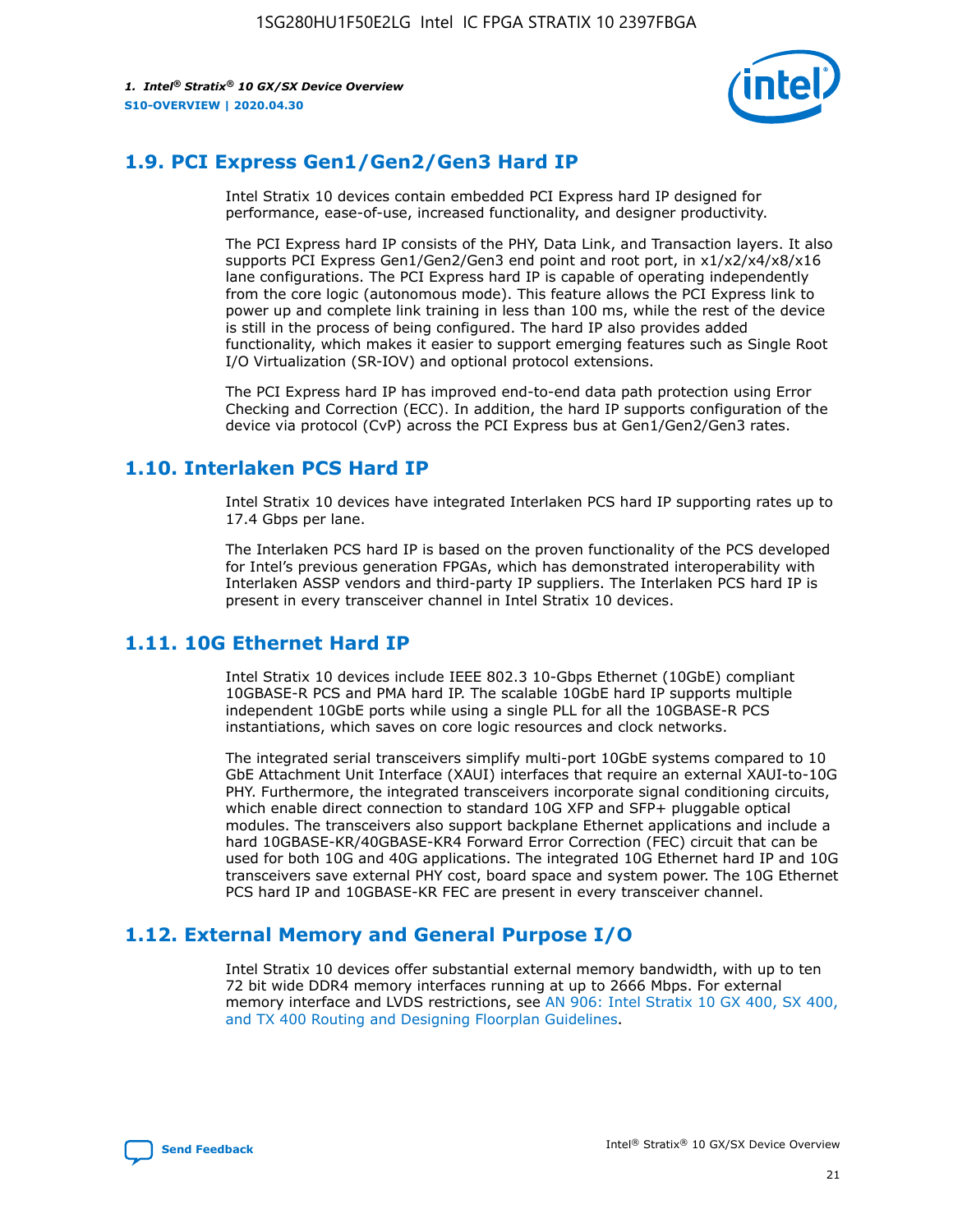## 1.9. PCI Express Gen1/Gen2/Gen3 Hard IP

Intel Stratix 10 devices contain embedded PCI Express hard IP designed for performance, ease-of-use, increased functionality, and designer productivity.

The PCI Express hard IP consists of the PHY, Data Link, and Transaction layers. It also supports PCI Express Gen1/Gen2/Gen3 end point and root port, in x1/x2/x4/x8/x16 lane configurations. The PCI Express hard IP is capable of operating independently from the core logic (autonomous mode). This feature allows the PCI Express link to power up and complete link training in less than 100 ms, while the rest of the device is still in the process of being configured. The hard IP also provides added functionality, which makes it easier to support emerging features such as Single Root I/O Virtualization (SR-IOV) and optional protocol extensions.

The PCI Express hard IP has improved end-to-end data path protection using Error Checking and Correction (ECC). In addition, the hard IP supports configuration of the device via protocol (CvP) across the PCI Express bus at Gen1/Gen2/Gen3 rates.

## 1.10. Interlaken PCS Hard IP

Intel Stratix 10 devices have integrated Interlaken PCS hard IP supporting rates up to 17.4 Gbps per lane.

The Interlaken PCS hard IP is based on the proven functionality of the PCS developed for Intel's previous generation FPGAs, which has demonstrated interoperability with Interlaken ASSP vendors and third-party IP suppliers. The Interlaken PCS hard IP is present in every transceiver channel in Intel Stratix 10 devices.

## 1.11. 10G Ethernet Hard IP

Intel Stratix 10 devices include IEEE 802.3 10-Gbps Ethernet (10GbE) compliant 10GBASE-R PCS and PMA hard IP. The scalable 10GbE hard IP supports multiple independent 10GbE ports while using a single PLL for all the 10GBASE-R PCS instantiations, which saves on core logic resources and clock networks.

The integrated serial transceivers simplify multi-port 10GbE systems compared to 10 GbE Attachment Unit Interface (XAUI) interfaces that require an external XAUI-to-10G PHY. Furthermore, the integrated transceivers incorporate signal conditioning circuits, which enable direct connection to standard 10G XFP and SFP+ pluggable optical modules. The transceivers also support backplane Ethernet applications and include a hard 10GBASE-KR/40GBASE-KR4 Forward Error Correction (FEC) circuit that can be used for both 10G and 40G applications. The integrated 10G Ethernet hard IP and 10G transceivers save external PHY cost, board space and system power. The 10G Ethernet PCS hard IP and 10GBASE-KR FEC are present in every transceiver channel.

## 1.12. External Memory and General Purpose I/O

Intel Stratix 10 devices offer substantial external memory bandwidth, with up to ten 72 bit wide DDR4 memory interfaces running at up to 2666 Mbps. For external memory interface and LVDS restrictions, see AN 906: Intel Stratix 10 GX 400, SX 400, and TX 400 Routing and Designing Floorplan Guidelines.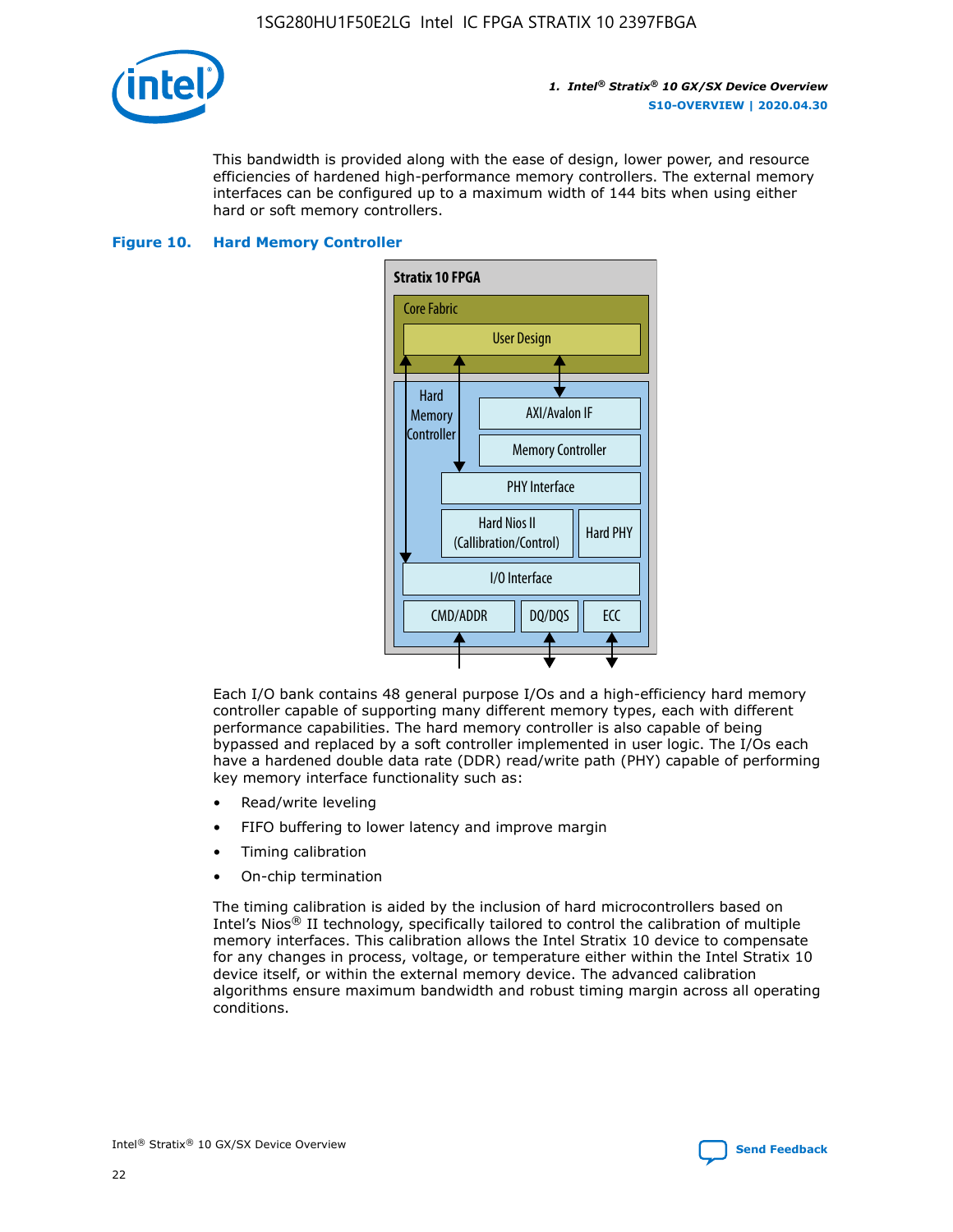This bandwidth is provided along with the ease of design, lower power, and resource efficiencies of hardened high-performance memory controllers. The external memory interfaces can be configured up to a maximum width of 144 bits when using either hard or soft memory controllers.

**Figure 10. Hard Memory Controller**

Each I/O bank contains 48 general purpose I/Os and a high-efficiency hard memory controller capable of supporting many different memory types, each with different performance capabilities. The hard memory controller is also capable of being bypassed and replaced by a soft controller implemented in user logic. The I/Os each have a hardened double data rate (DDR) read/write path (PHY) capable of performing key memory interface functionality such as:

- Read/write leveling
- FIFO buffering to lower latency and improve margin
- Timing calibration
- On-chip termination

The timing calibration is aided by the inclusion of hard microcontrollers based on Intel's Nios® II technology, specifically tailored to control the calibration of multiple memory interfaces. This calibration allows the Intel Stratix 10 device to compensate for any changes in process, voltage, or temperature either within the Intel Stratix 10 device itself, or within the external memory device. The advanced calibration algorithms ensure maximum bandwidth and robust timing margin across all operating conditions.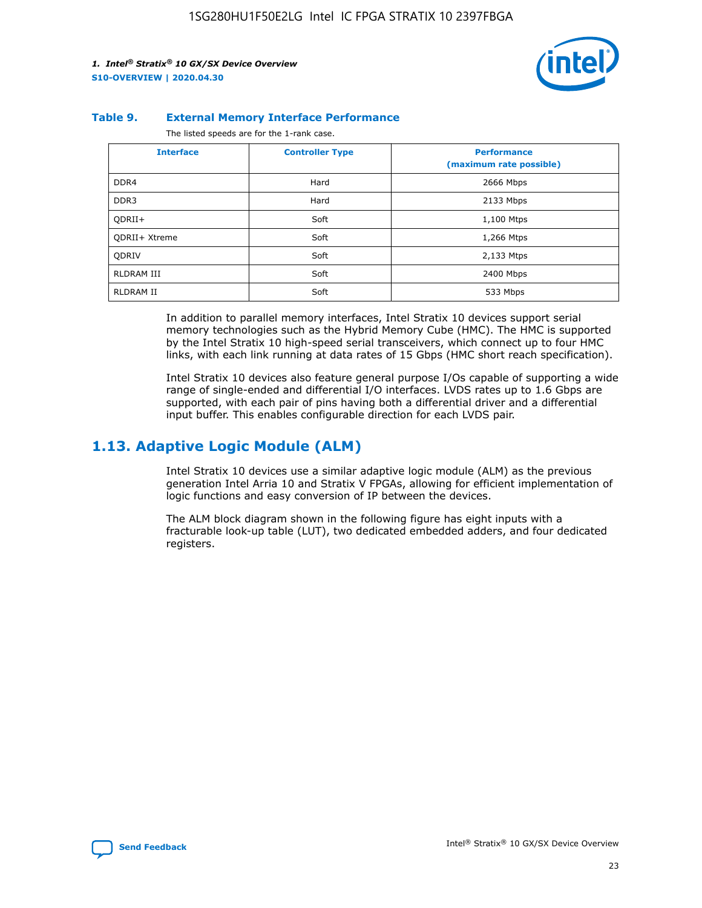### Table 9. External Memory Interface Performance

The listed speeds are for the 1-rank case.

| Interface | Controller Type | Performance (maximum rate possible) |
| --- | --- | --- |
| DDR4 | Hard | 2666 Mbps |
| DDR3 | Hard | 2133 Mbps |
| QDRII+ | Soft | 1,100 Mtps |
| QDRII+ Xtreme | Soft | 1,266 Mtps |
| QDRIV | Soft | 2,133 Mtps |
| RLDRAM III | Soft | 2400 Mbps |
| RLDRAM II | Soft | 533 Mbps |

In addition to parallel memory interfaces, Intel Stratix 10 devices support serial memory technologies such as the Hybrid Memory Cube (HMC). The HMC is supported by the Intel Stratix 10 high-speed serial transceivers, which connect up to four HMC links, with each link running at data rates of 15 Gbps (HMC short reach specification).

Intel Stratix 10 devices also feature general purpose I/Os capable of supporting a wide range of single-ended and differential I/O interfaces. LVDS rates up to 1.6 Gbps are supported, with each pair of pins having both a differential driver and a differential input buffer. This enables configurable direction for each LVDS pair.

## 1.13. Adaptive Logic Module (ALM)

Intel Stratix 10 devices use a similar adaptive logic module (ALM) as the previous generation Intel Arria 10 and Stratix V FPGAs, allowing for efficient implementation of logic functions and easy conversion of IP between the devices.

The ALM block diagram shown in the following figure has eight inputs with a fracturable look-up table (LUT), two dedicated embedded adders, and four dedicated registers.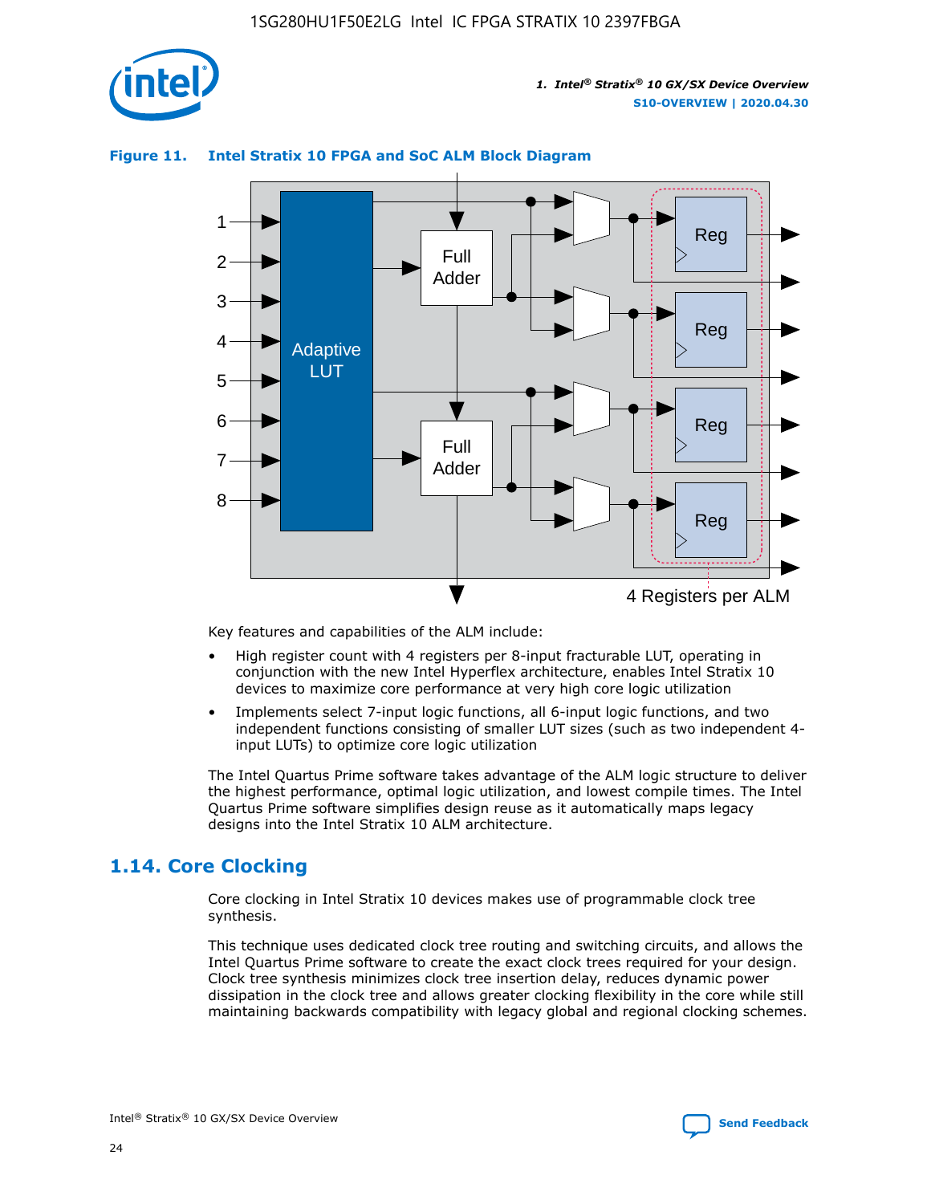**Figure 11. Intel Stratix 10 FPGA and SoC ALM Block Diagram**

Key features and capabilities of the ALM include:

- High register count with 4 registers per 8-input fracturable LUT, operating in conjunction with the new Intel Hyperflex architecture, enables Intel Stratix 10 devices to maximize core performance at very high core logic utilization
- Implements select 7-input logic functions, all 6-input logic functions, and two independent functions consisting of smaller LUT sizes (such as two independent 4-input LUTs) to optimize core logic utilization

The Intel Quartus Prime software takes advantage of the ALM logic structure to deliver the highest performance, optimal logic utilization, and lowest compile times. The Intel Quartus Prime software simplifies design reuse as it automatically maps legacy designs into the Intel Stratix 10 ALM architecture.

## 1.14. Core Clocking

Core clocking in Intel Stratix 10 devices makes use of programmable clock tree synthesis.

This technique uses dedicated clock tree routing and switching circuits, and allows the Intel Quartus Prime software to create the exact clock trees required for your design. Clock tree synthesis minimizes clock tree insertion delay, reduces dynamic power dissipation in the clock tree and allows greater clocking flexibility in the core while still maintaining backwards compatibility with legacy global and regional clocking schemes.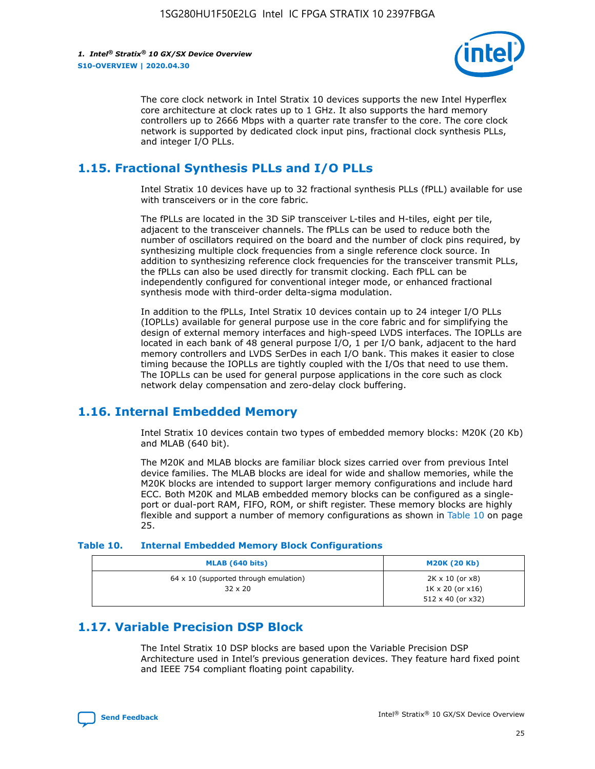The core clock network in Intel Stratix 10 devices supports the new Intel Hyperflex core architecture at clock rates up to 1 GHz. It also supports the hard memory controllers up to 2666 Mbps with a quarter rate transfer to the core. The core clock network is supported by dedicated clock input pins, fractional clock synthesis PLLs, and integer I/O PLLs.

## 1.15. Fractional Synthesis PLLs and I/O PLLs

Intel Stratix 10 devices have up to 32 fractional synthesis PLLs (fPLL) available for use with transceivers or in the core fabric.

The fPLLs are located in the 3D SiP transceiver L-tiles and H-tiles, eight per tile, adjacent to the transceiver channels. The fPLLs can be used to reduce both the number of oscillators required on the board and the number of clock pins required, by synthesizing multiple clock frequencies from a single reference clock source. In addition to synthesizing reference clock frequencies for the transceiver transmit PLLs, the fPLLs can also be used directly for transmit clocking. Each fPLL can be independently configured for conventional integer mode, or enhanced fractional synthesis mode with third-order delta-sigma modulation.

In addition to the fPLLs, Intel Stratix 10 devices contain up to 24 integer I/O PLLs (IOPLLs) available for general purpose use in the core fabric and for simplifying the design of external memory interfaces and high-speed LVDS interfaces. The IOPLLs are located in each bank of 48 general purpose I/O, 1 per I/O bank, adjacent to the hard memory controllers and LVDS SerDes in each I/O bank. This makes it easier to close timing because the IOPLLs are tightly coupled with the I/Os that need to use them. The IOPLLs can be used for general purpose applications in the core such as clock network delay compensation and zero-delay clock buffering.

## 1.16. Internal Embedded Memory

Intel Stratix 10 devices contain two types of embedded memory blocks: M20K (20 Kb) and MLAB (640 bit).

The M20K and MLAB blocks are familiar block sizes carried over from previous Intel device families. The MLAB blocks are ideal for wide and shallow memories, while the M20K blocks are intended to support larger memory configurations and include hard ECC. Both M20K and MLAB embedded memory blocks can be configured as a single-port or dual-port RAM, FIFO, ROM, or shift register. These memory blocks are highly flexible and support a number of memory configurations as shown in Table 10 on page 25.

**Table 10. Internal Embedded Memory Block Configurations**

| MLAB (640 bits) | M20K (20 Kb) |
|---|---|
| 64 x 10 (supported through emulation)<br>32 x 20 | 2K x 10 (or x8)<br>1K x 20 (or x16)<br>512 x 40 (or x32) |

## 1.17. Variable Precision DSP Block

The Intel Stratix 10 DSP blocks are based upon the Variable Precision DSP Architecture used in Intel's previous generation devices. They feature hard fixed point and IEEE 754 compliant floating point capability.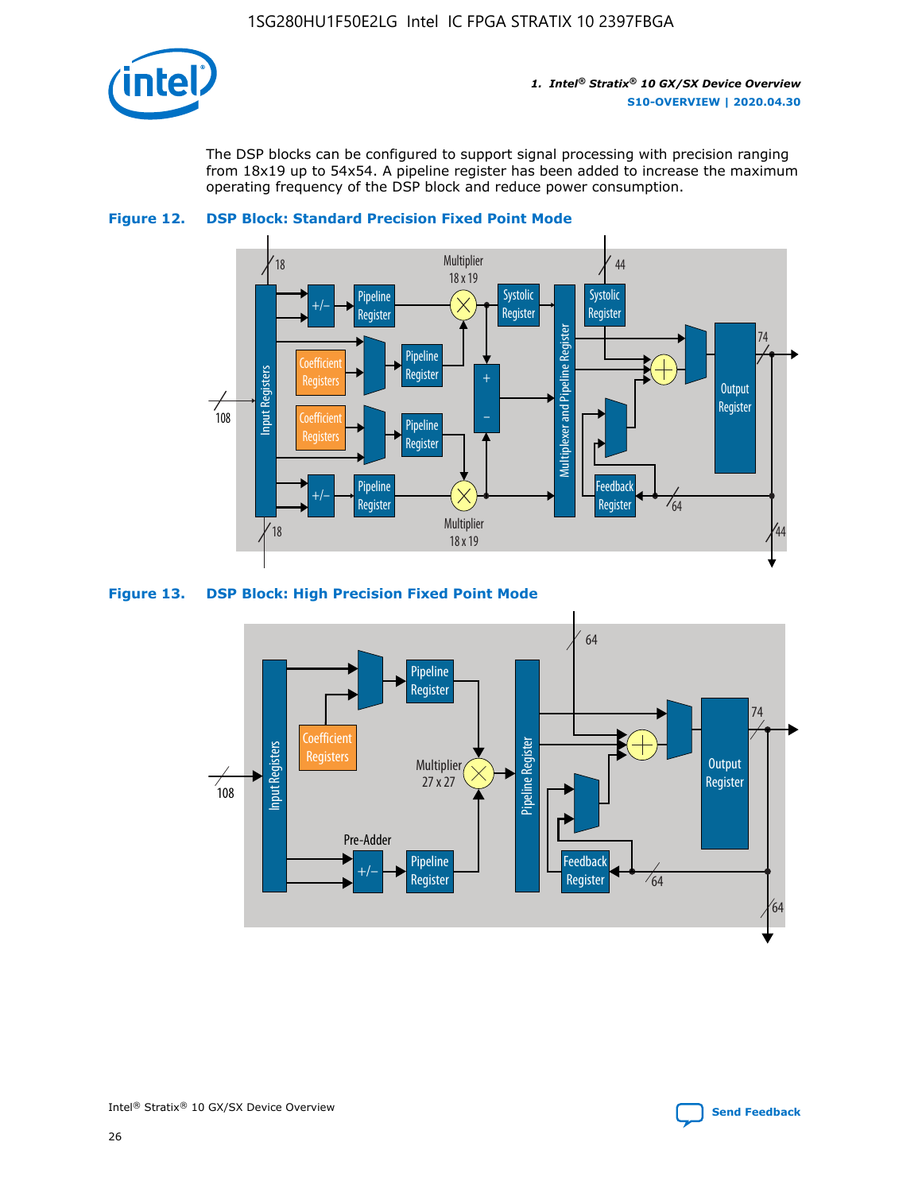The DSP blocks can be configured to support signal processing with precision ranging from 18x19 up to 54x54. A pipeline register has been added to increase the maximum operating frequency of the DSP block and reduce power consumption.

**Figure 12. DSP Block: Standard Precision Fixed Point Mode**

**Figure 13. DSP Block: High Precision Fixed Point Mode**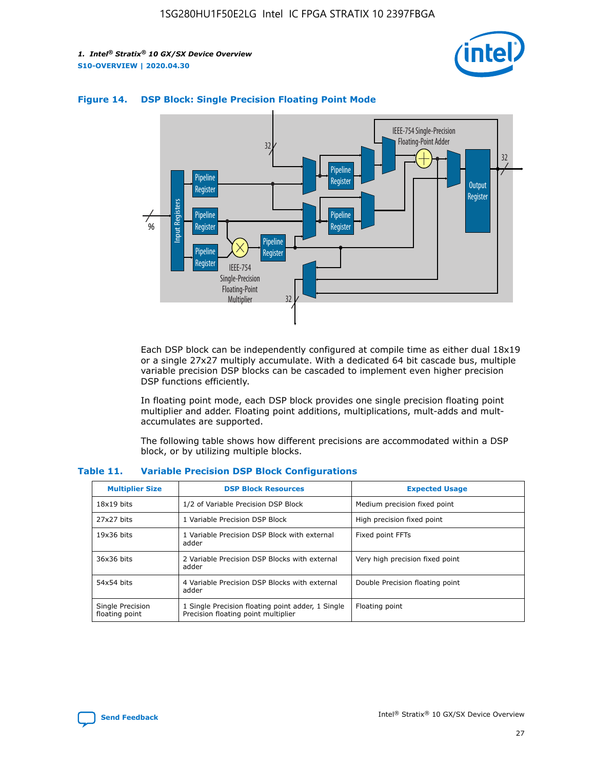**Figure 14. DSP Block: Single Precision Floating Point Mode**

Each DSP block can be independently configured at compile time as either dual 18x19 or a single 27x27 multiply accumulate. With a dedicated 64 bit cascade bus, multiple variable precision DSP blocks can be cascaded to implement even higher precision DSP functions efficiently.

In floating point mode, each DSP block provides one single precision floating point multiplier and adder. Floating point additions, multiplications, mult-adds and mult-accumulates are supported.

The following table shows how different precisions are accommodated within a DSP block, or by utilizing multiple blocks.

**Table 11. Variable Precision DSP Block Configurations**

| Multiplier Size | DSP Block Resources | Expected Usage |
|---|---|---|
| 18x19 bits | 1/2 of Variable Precision DSP Block | Medium precision fixed point |
| 27x27 bits | 1 Variable Precision DSP Block | High precision fixed point |
| 19x36 bits | 1 Variable Precision DSP Block with external adder | Fixed point FFTs |
| 36x36 bits | 2 Variable Precision DSP Blocks with external adder | Very high precision fixed point |
| 54x54 bits | 4 Variable Precision DSP Blocks with external adder | Double Precision floating point |
| Single Precision floating point | 1 Single Precision floating point adder, 1 Single Precision floating point multiplier | Floating point |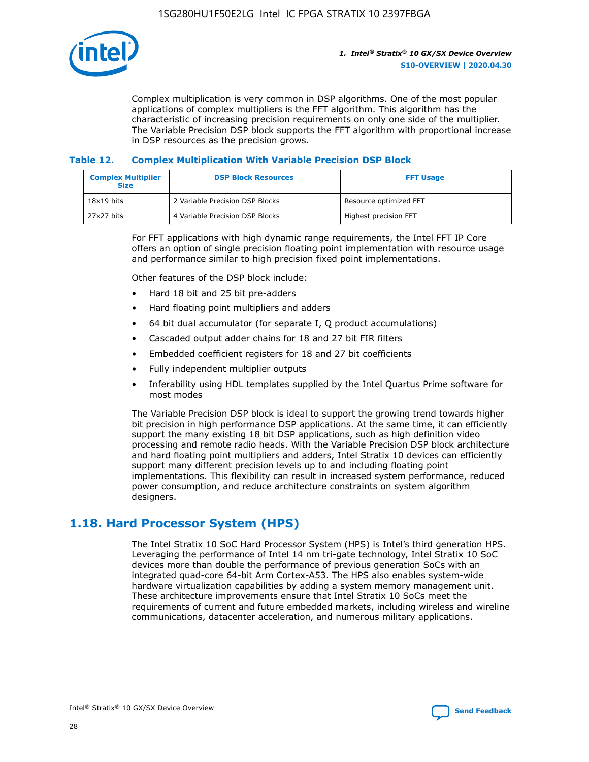Complex multiplication is very common in DSP algorithms. One of the most popular applications of complex multipliers is the FFT algorithm. This algorithm has the characteristic of increasing precision requirements on only one side of the multiplier. The Variable Precision DSP block supports the FFT algorithm with proportional increase in DSP resources as the precision grows.

### Table 12. Complex Multiplication With Variable Precision DSP Block

| Complex Multiplier Size | DSP Block Resources | FFT Usage |
| --- | --- | --- |
| 18x19 bits | 2 Variable Precision DSP Blocks | Resource optimized FFT |
| 27x27 bits | 4 Variable Precision DSP Blocks | Highest precision FFT |

For FFT applications with high dynamic range requirements, the Intel FFT IP Core offers an option of single precision floating point implementation with resource usage and performance similar to high precision fixed point implementations.

Other features of the DSP block include:

- Hard 18 bit and 25 bit pre-adders
- Hard floating point multipliers and adders
- 64 bit dual accumulator (for separate I, Q product accumulations)
- Cascaded output adder chains for 18 and 27 bit FIR filters
- Embedded coefficient registers for 18 and 27 bit coefficients
- Fully independent multiplier outputs
- Inferability using HDL templates supplied by the Intel Quartus Prime software for most modes

The Variable Precision DSP block is ideal to support the growing trend towards higher bit precision in high performance DSP applications. At the same time, it can efficiently support the many existing 18 bit DSP applications, such as high definition video processing and remote radio heads. With the Variable Precision DSP block architecture and hard floating point multipliers and adders, Intel Stratix 10 devices can efficiently support many different precision levels up to and including floating point implementations. This flexibility can result in increased system performance, reduced power consumption, and reduce architecture constraints on system algorithm designers.

## 1.18. Hard Processor System (HPS)

The Intel Stratix 10 SoC Hard Processor System (HPS) is Intel's third generation HPS. Leveraging the performance of Intel 14 nm tri-gate technology, Intel Stratix 10 SoC devices more than double the performance of previous generation SoCs with an integrated quad-core 64-bit Arm Cortex-A53. The HPS also enables system-wide hardware virtualization capabilities by adding a system memory management unit. These architecture improvements ensure that Intel Stratix 10 SoCs meet the requirements of current and future embedded markets, including wireless and wireline communications, datacenter acceleration, and numerous military applications.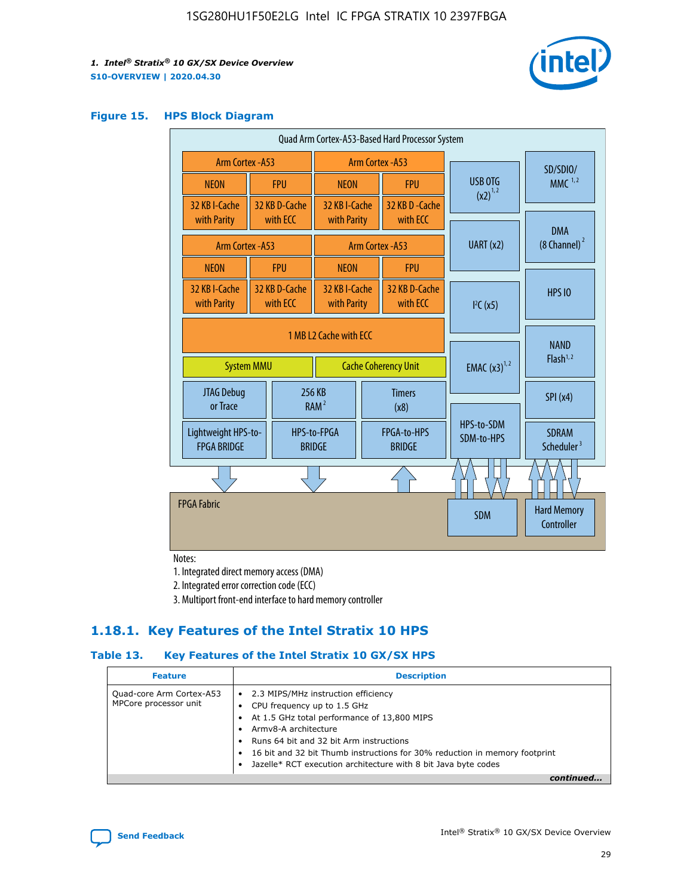**Figure 15. HPS Block Diagram**

Notes:

1. Integrated direct memory access (DMA)
2. Integrated error correction code (ECC)
3. Multiport front-end interface to hard memory controller

## 1.18.1. Key Features of the Intel Stratix 10 HPS

**Table 13. Key Features of the Intel Stratix 10 GX/SX HPS**

| Feature | Description |
| --- | --- |
| Quad-core Arm Cortex-A53 MPCore processor unit | • 2.3 MIPS/MHz instruction efficiency<br>• CPU frequency up to 1.5 GHz<br>• At 1.5 GHz total performance of 13,800 MIPS<br>• Armv8-A architecture<br>• Runs 64 bit and 32 bit Arm instructions<br>• 16 bit and 32 bit Thumb instructions for 30% reduction in memory footprint<br>• Jazelle* RCT execution architecture with 8 bit Java byte codes |

*continued...*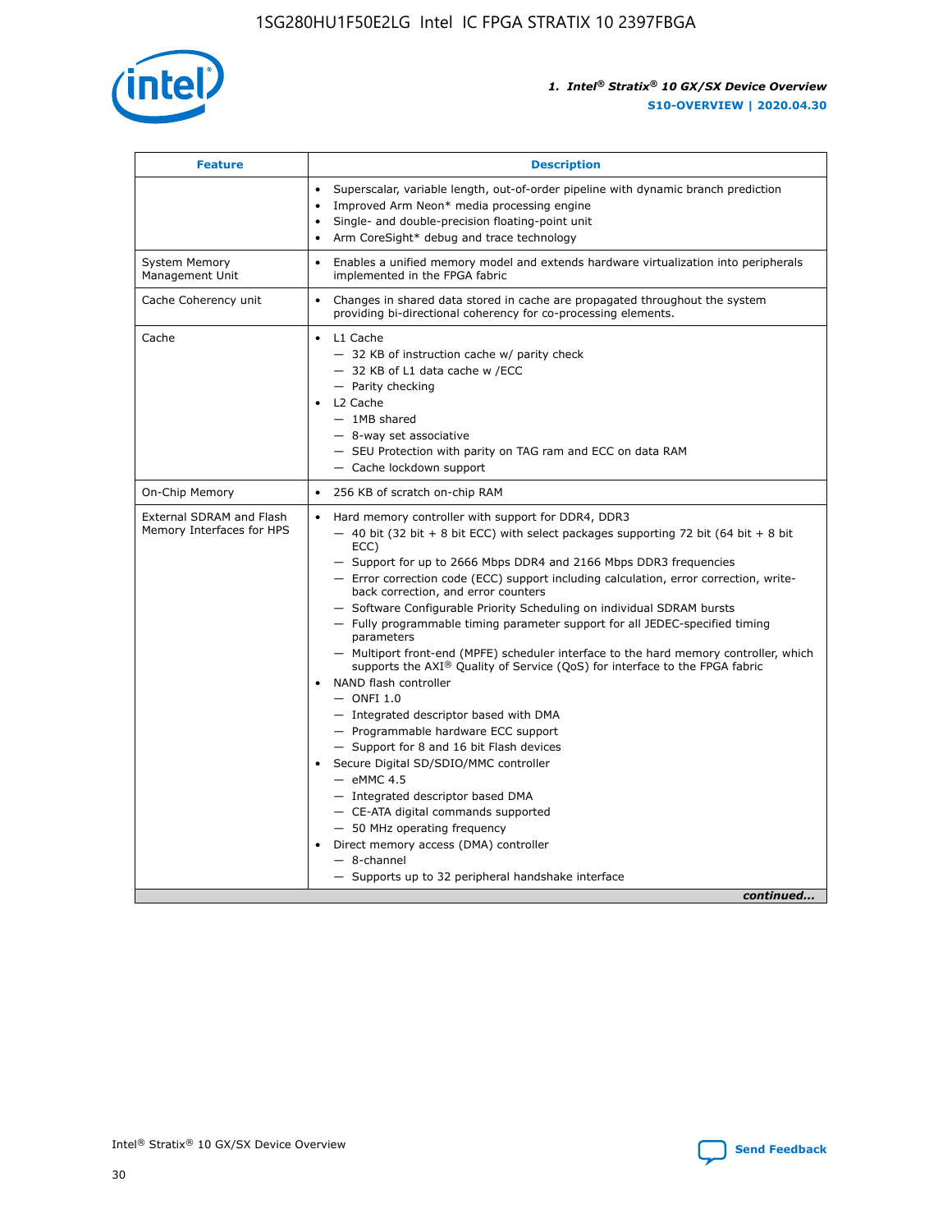| Feature | Description |
| --- | --- |
| | • Superscalar, variable length, out-of-order pipeline with dynamic branch prediction<br>• Improved Arm Neon* media processing engine<br>• Single- and double-precision floating-point unit<br>• Arm CoreSight* debug and trace technology |
| System Memory Management Unit | • Enables a unified memory model and extends hardware virtualization into peripherals implemented in the FPGA fabric |
| Cache Coherency unit | • Changes in shared data stored in cache are propagated throughout the system providing bi-directional coherency for co-processing elements. |
| Cache | • L1 Cache<br>— 32 KB of instruction cache w/ parity check<br>— 32 KB of L1 data cache w /ECC<br>— Parity checking<br>• L2 Cache<br>— 1MB shared<br>— 8-way set associative<br>— SEU Protection with parity on TAG ram and ECC on data RAM<br>— Cache lockdown support |
| On-Chip Memory | • 256 KB of scratch on-chip RAM |
| External SDRAM and Flash Memory Interfaces for HPS | • Hard memory controller with support for DDR4, DDR3<br>— 40 bit (32 bit + 8 bit ECC) with select packages supporting 72 bit (64 bit + 8 bit ECC)<br>— Support for up to 2666 Mbps DDR4 and 2166 Mbps DDR3 frequencies<br>— Error correction code (ECC) support including calculation, error correction, write-back correction, and error counters<br>— Software Configurable Priority Scheduling on individual SDRAM bursts<br>— Fully programmable timing parameter support for all JEDEC-specified timing parameters<br>— Multiport front-end (MPFE) scheduler interface to the hard memory controller, which supports the AXI® Quality of Service (QoS) for interface to the FPGA fabric<br>• NAND flash controller<br>— ONFI 1.0<br>— Integrated descriptor based with DMA<br>— Programmable hardware ECC support<br>— Support for 8 and 16 bit Flash devices<br>• Secure Digital SD/SDIO/MMC controller<br>— eMMC 4.5<br>— Integrated descriptor based DMA<br>— CE-ATA digital commands supported<br>— 50 MHz operating frequency<br>• Direct memory access (DMA) controller<br>— 8-channel<br>— Supports up to 32 peripheral handshake interface |

*continued...*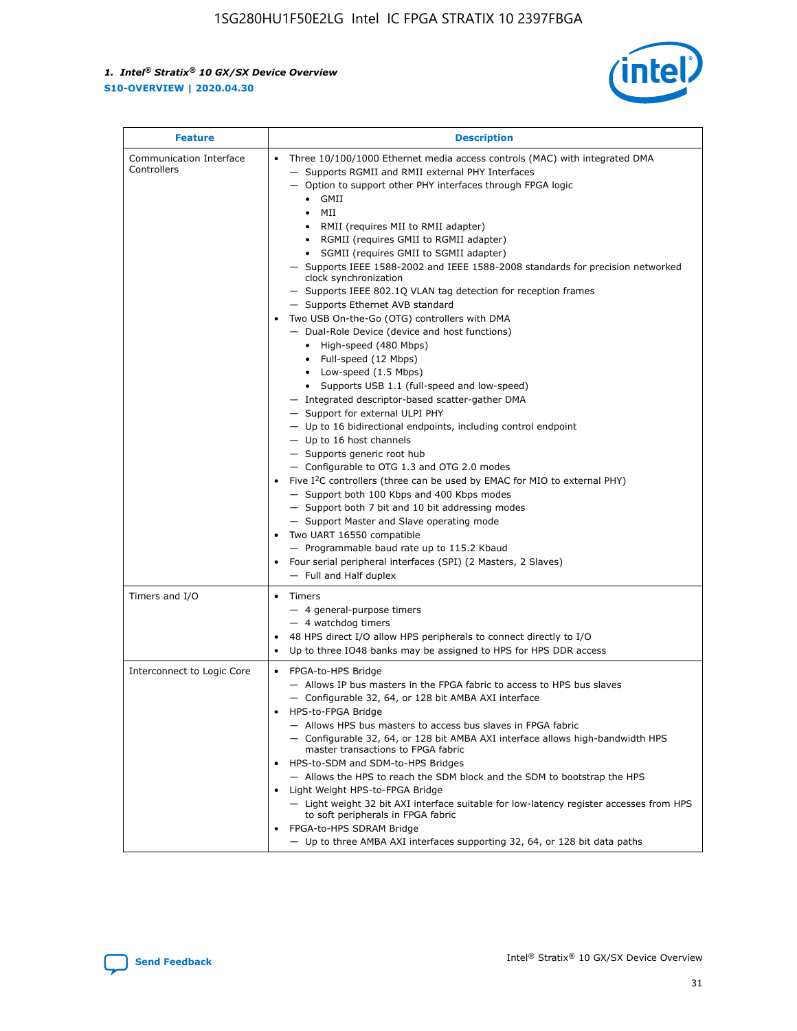| Feature | Description |
| --- | --- |
| Communication Interface Controllers | • Three 10/100/1000 Ethernet media access controls (MAC) with integrated DMA<br>— Supports RGMII and RMII external PHY Interfaces<br>— Option to support other PHY interfaces through FPGA logic<br>• GMII<br>• MII<br>• RMII (requires MII to RMII adapter)<br>• RGMII (requires GMII to RGMII adapter)<br>• SGMII (requires GMII to SGMII adapter)<br>— Supports IEEE 1588-2002 and IEEE 1588-2008 standards for precision networked clock synchronization<br>— Supports IEEE 802.1Q VLAN tag detection for reception frames<br>— Supports Ethernet AVB standard<br>• Two USB On-the-Go (OTG) controllers with DMA<br>— Dual-Role Device (device and host functions)<br>• High-speed (480 Mbps)<br>• Full-speed (12 Mbps)<br>• Low-speed (1.5 Mbps)<br>• Supports USB 1.1 (full-speed and low-speed)<br>— Integrated descriptor-based scatter-gather DMA<br>— Support for external ULPI PHY<br>— Up to 16 bidirectional endpoints, including control endpoint<br>— Up to 16 host channels<br>— Supports generic root hub<br>— Configurable to OTG 1.3 and OTG 2.0 modes<br>• Five I$^2$C controllers (three can be used by EMAC for MIO to external PHY)<br>— Support both 100 Kbps and 400 Kbps modes<br>— Support both 7 bit and 10 bit addressing modes<br>— Support Master and Slave operating mode<br>• Two UART 16550 compatible<br>— Programmable baud rate up to 115.2 Kbaud<br>• Four serial peripheral interfaces (SPI) (2 Masters, 2 Slaves)<br>— Full and Half duplex |
| Timers and I/O | • Timers<br>— 4 general-purpose timers<br>— 4 watchdog timers<br>• 48 HPS direct I/O allow HPS peripherals to connect directly to I/O<br>• Up to three IO48 banks may be assigned to HPS for HPS DDR access |
| Interconnect to Logic Core | • FPGA-to-HPS Bridge<br>— Allows IP bus masters in the FPGA fabric to access to HPS bus slaves<br>— Configurable 32, 64, or 128 bit AMBA AXI interface<br>• HPS-to-FPGA Bridge<br>— Allows HPS bus masters to access bus slaves in FPGA fabric<br>— Configurable 32, 64, or 128 bit AMBA AXI interface allows high-bandwidth HPS master transactions to FPGA fabric<br>• HPS-to-SDM and SDM-to-HPS Bridges<br>— Allows the HPS to reach the SDM block and the SDM to bootstrap the HPS<br>• Light Weight HPS-to-FPGA Bridge<br>— Light weight 32 bit AXI interface suitable for low-latency register accesses from HPS to soft peripherals in FPGA fabric<br>• FPGA-to-HPS SDRAM Bridge<br>— Up to three AMBA AXI interfaces supporting 32, 64, or 128 bit data paths |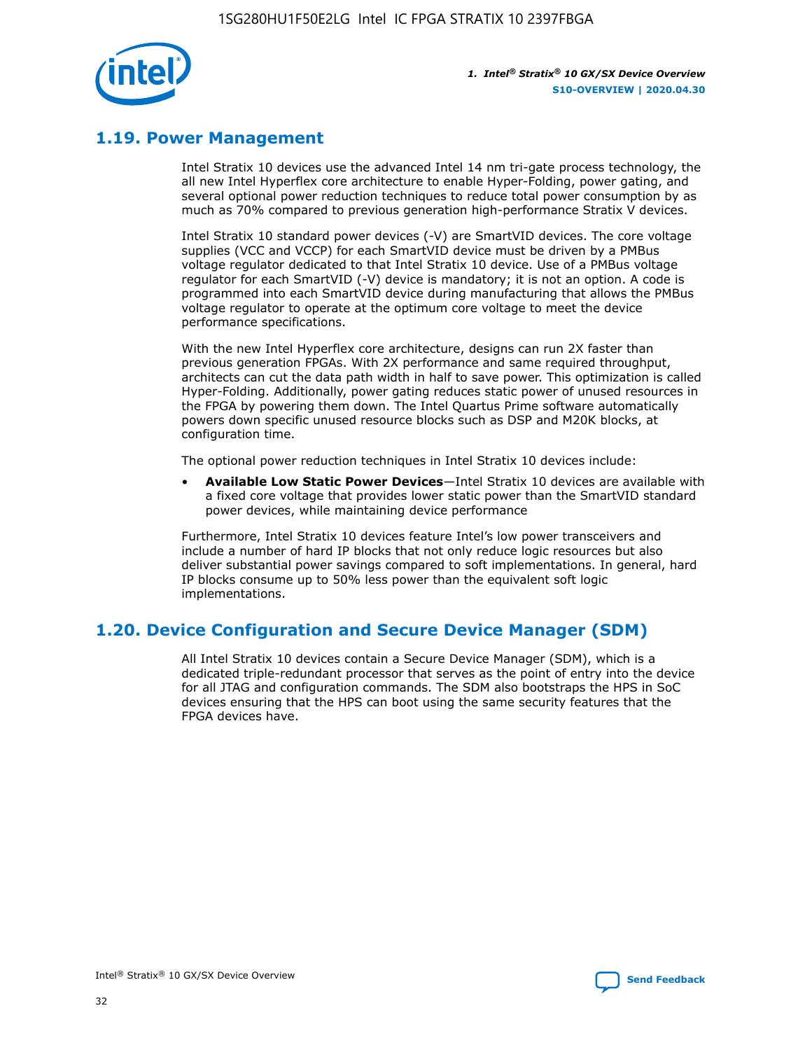## 1.19. Power Management

Intel Stratix 10 devices use the advanced Intel 14 nm tri-gate process technology, the all new Intel Hyperflex core architecture to enable Hyper-Folding, power gating, and several optional power reduction techniques to reduce total power consumption by as much as 70% compared to previous generation high-performance Stratix V devices.

Intel Stratix 10 standard power devices (-V) are SmartVID devices. The core voltage supplies (VCC and VCCP) for each SmartVID device must be driven by a PMBus voltage regulator dedicated to that Intel Stratix 10 device. Use of a PMBus voltage regulator for each SmartVID (-V) device is mandatory; it is not an option. A code is programmed into each SmartVID device during manufacturing that allows the PMBus voltage regulator to operate at the optimum core voltage to meet the device performance specifications.

With the new Intel Hyperflex core architecture, designs can run 2X faster than previous generation FPGAs. With 2X performance and same required throughput, architects can cut the data path width in half to save power. This optimization is called Hyper-Folding. Additionally, power gating reduces static power of unused resources in the FPGA by powering them down. The Intel Quartus Prime software automatically powers down specific unused resource blocks such as DSP and M20K blocks, at configuration time.

The optional power reduction techniques in Intel Stratix 10 devices include:

- **Available Low Static Power Devices**—Intel Stratix 10 devices are available with a fixed core voltage that provides lower static power than the SmartVID standard power devices, while maintaining device performance

Furthermore, Intel Stratix 10 devices feature Intel's low power transceivers and include a number of hard IP blocks that not only reduce logic resources but also deliver substantial power savings compared to soft implementations. In general, hard IP blocks consume up to 50% less power than the equivalent soft logic implementations.

## 1.20. Device Configuration and Secure Device Manager (SDM)

All Intel Stratix 10 devices contain a Secure Device Manager (SDM), which is a dedicated triple-redundant processor that serves as the point of entry into the device for all JTAG and configuration commands. The SDM also bootstraps the HPS in SoC devices ensuring that the HPS can boot using the same security features that the FPGA devices have.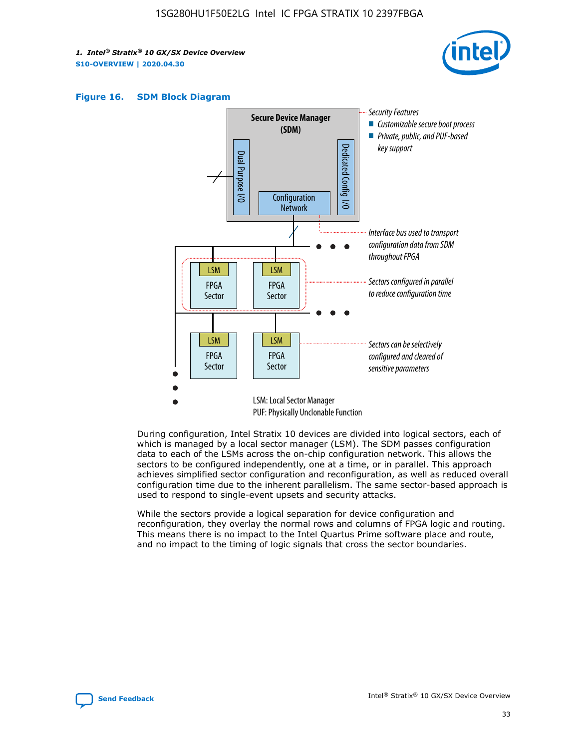**Figure 16. SDM Block Diagram**

Secure Device Manager (SDM)

Dual Purpose I/O

Dedicated Config I/O

Configuration Network

Security Features

- Customizable secure boot process
- Private, public, and PUF-based key support

Interface bus used to transport configuration data from SDM throughout FPGA

Sectors configured in parallel to reduce configuration time

Sectors can be selectively configured and cleared of sensitive parameters

LSM FPGA Sector

LSM: Local Sector Manager

PUF: Physically Unclonable Function

During configuration, Intel Stratix 10 devices are divided into logical sectors, each of which is managed by a local sector manager (LSM). The SDM passes configuration data to each of the LSMs across the on-chip configuration network. This allows the sectors to be configured independently, one at a time, or in parallel. This approach achieves simplified sector configuration and reconfiguration, as well as reduced overall configuration time due to the inherent parallelism. The same sector-based approach is used to respond to single-event upsets and security attacks.

While the sectors provide a logical separation for device configuration and reconfiguration, they overlay the normal rows and columns of FPGA logic and routing. This means there is no impact to the Intel Quartus Prime software place and route, and no impact to the timing of logic signals that cross the sector boundaries.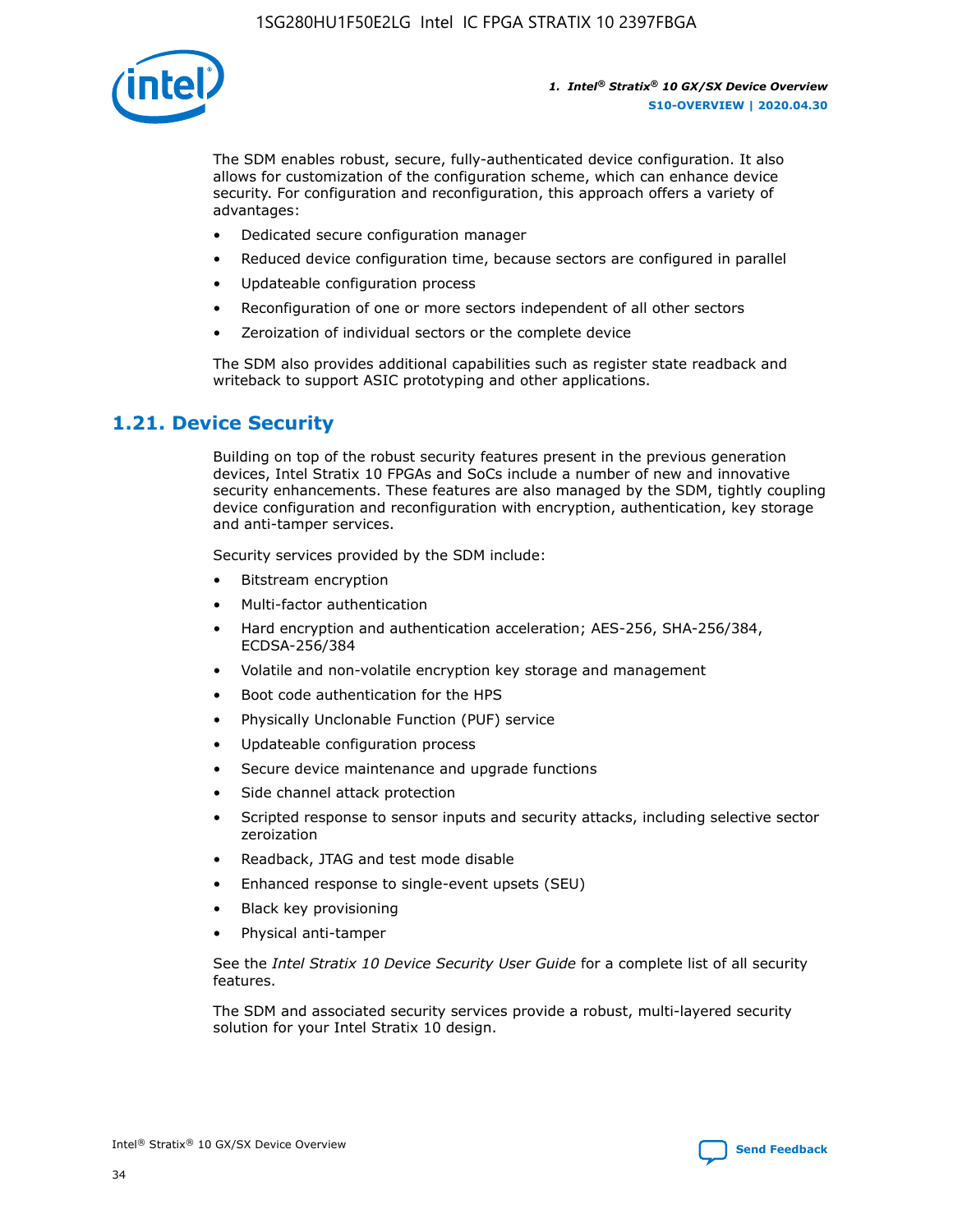The SDM enables robust, secure, fully-authenticated device configuration. It also allows for customization of the configuration scheme, which can enhance device security. For configuration and reconfiguration, this approach offers a variety of advantages:

- Dedicated secure configuration manager
- Reduced device configuration time, because sectors are configured in parallel
- Updateable configuration process
- Reconfiguration of one or more sectors independent of all other sectors
- Zeroization of individual sectors or the complete device

The SDM also provides additional capabilities such as register state readback and writeback to support ASIC prototyping and other applications.

## 1.21. Device Security

Building on top of the robust security features present in the previous generation devices, Intel Stratix 10 FPGAs and SoCs include a number of new and innovative security enhancements. These features are also managed by the SDM, tightly coupling device configuration and reconfiguration with encryption, authentication, key storage and anti-tamper services.

Security services provided by the SDM include:

- Bitstream encryption
- Multi-factor authentication
- Hard encryption and authentication acceleration; AES-256, SHA-256/384, ECDSA-256/384
- Volatile and non-volatile encryption key storage and management
- Boot code authentication for the HPS
- Physically Unclonable Function (PUF) service
- Updateable configuration process
- Secure device maintenance and upgrade functions
- Side channel attack protection
- Scripted response to sensor inputs and security attacks, including selective sector zeroization
- Readback, JTAG and test mode disable
- Enhanced response to single-event upsets (SEU)
- Black key provisioning
- Physical anti-tamper

See the *Intel Stratix 10 Device Security User Guide* for a complete list of all security features.

The SDM and associated security services provide a robust, multi-layered security solution for your Intel Stratix 10 design.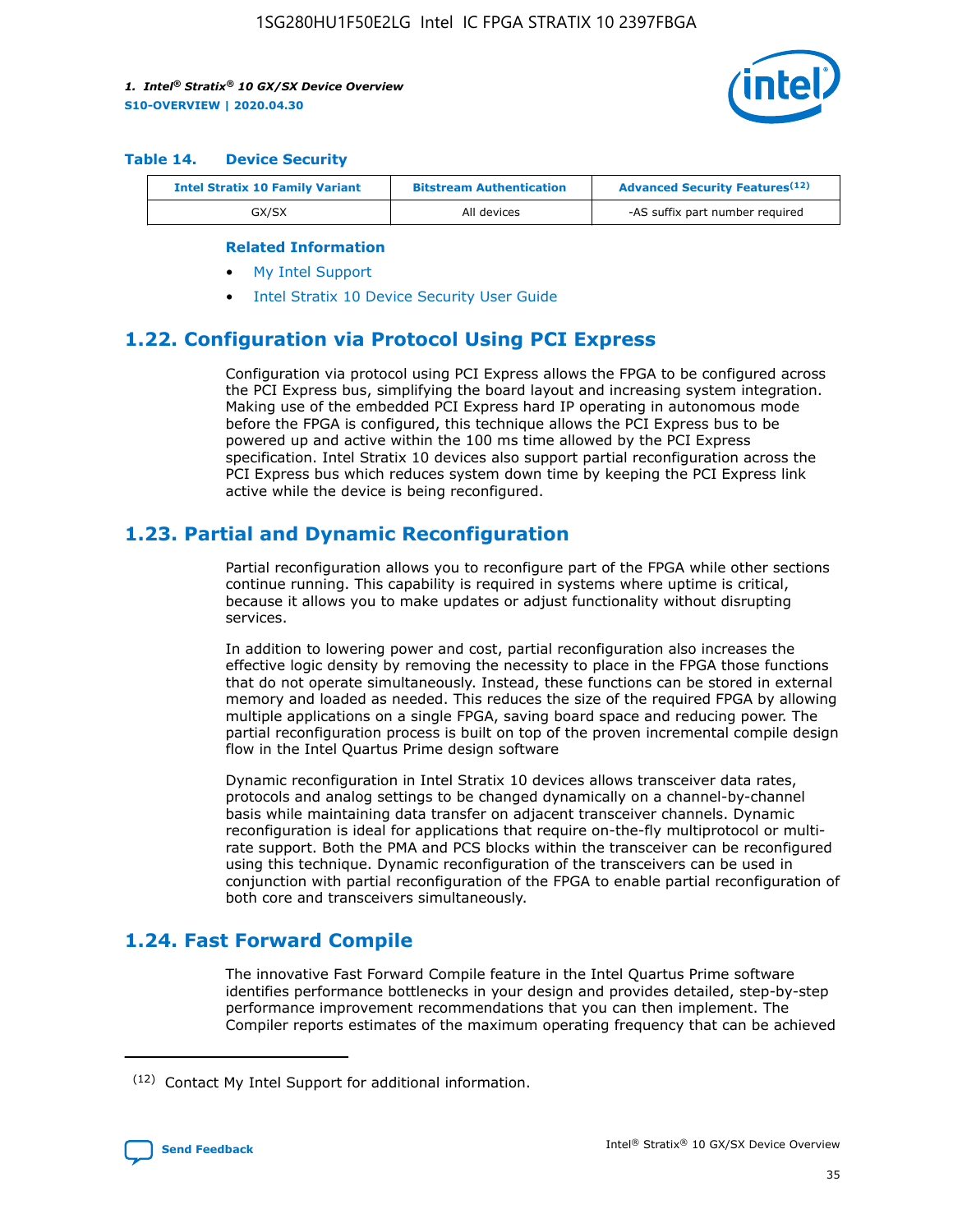**Table 14. Device Security**

| Intel Stratix 10 Family Variant | Bitstream Authentication | Advanced Security Features(12) |
| --- | --- | --- |
| GX/SX | All devices | -AS suffix part number required |

**Related Information**

- My Intel Support
- Intel Stratix 10 Device Security User Guide

## 1.22. Configuration via Protocol Using PCI Express

Configuration via protocol using PCI Express allows the FPGA to be configured across the PCI Express bus, simplifying the board layout and increasing system integration. Making use of the embedded PCI Express hard IP operating in autonomous mode before the FPGA is configured, this technique allows the PCI Express bus to be powered up and active within the 100 ms time allowed by the PCI Express specification. Intel Stratix 10 devices also support partial reconfiguration across the PCI Express bus which reduces system down time by keeping the PCI Express link active while the device is being reconfigured.

## 1.23. Partial and Dynamic Reconfiguration

Partial reconfiguration allows you to reconfigure part of the FPGA while other sections continue running. This capability is required in systems where uptime is critical, because it allows you to make updates or adjust functionality without disrupting services.

In addition to lowering power and cost, partial reconfiguration also increases the effective logic density by removing the necessity to place in the FPGA those functions that do not operate simultaneously. Instead, these functions can be stored in external memory and loaded as needed. This reduces the size of the required FPGA by allowing multiple applications on a single FPGA, saving board space and reducing power. The partial reconfiguration process is built on top of the proven incremental compile design flow in the Intel Quartus Prime design software

Dynamic reconfiguration in Intel Stratix 10 devices allows transceiver data rates, protocols and analog settings to be changed dynamically on a channel-by-channel basis while maintaining data transfer on adjacent transceiver channels. Dynamic reconfiguration is ideal for applications that require on-the-fly multiprotocol or multi-rate support. Both the PMA and PCS blocks within the transceiver can be reconfigured using this technique. Dynamic reconfiguration of the transceivers can be used in conjunction with partial reconfiguration of the FPGA to enable partial reconfiguration of both core and transceivers simultaneously.

## 1.24. Fast Forward Compile

The innovative Fast Forward Compile feature in the Intel Quartus Prime software identifies performance bottlenecks in your design and provides detailed, step-by-step performance improvement recommendations that you can then implement. The Compiler reports estimates of the maximum operating frequency that can be achieved

(12) Contact My Intel Support for additional information.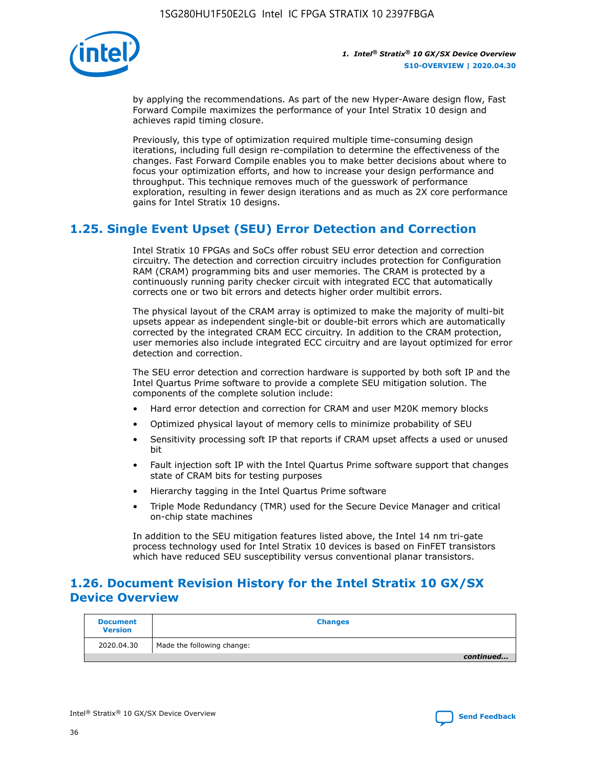by applying the recommendations. As part of the new Hyper-Aware design flow, Fast Forward Compile maximizes the performance of your Intel Stratix 10 design and achieves rapid timing closure.

Previously, this type of optimization required multiple time-consuming design iterations, including full design re-compilation to determine the effectiveness of the changes. Fast Forward Compile enables you to make better decisions about where to focus your optimization efforts, and how to increase your design performance and throughput. This technique removes much of the guesswork of performance exploration, resulting in fewer design iterations and as much as 2X core performance gains for Intel Stratix 10 designs.

## 1.25. Single Event Upset (SEU) Error Detection and Correction

Intel Stratix 10 FPGAs and SoCs offer robust SEU error detection and correction circuitry. The detection and correction circuitry includes protection for Configuration RAM (CRAM) programming bits and user memories. The CRAM is protected by a continuously running parity checker circuit with integrated ECC that automatically corrects one or two bit errors and detects higher order multibit errors.

The physical layout of the CRAM array is optimized to make the majority of multi-bit upsets appear as independent single-bit or double-bit errors which are automatically corrected by the integrated CRAM ECC circuitry. In addition to the CRAM protection, user memories also include integrated ECC circuitry and are layout optimized for error detection and correction.

The SEU error detection and correction hardware is supported by both soft IP and the Intel Quartus Prime software to provide a complete SEU mitigation solution. The components of the complete solution include:

- Hard error detection and correction for CRAM and user M20K memory blocks
- Optimized physical layout of memory cells to minimize probability of SEU
- Sensitivity processing soft IP that reports if CRAM upset affects a used or unused bit
- Fault injection soft IP with the Intel Quartus Prime software support that changes state of CRAM bits for testing purposes
- Hierarchy tagging in the Intel Quartus Prime software
- Triple Mode Redundancy (TMR) used for the Secure Device Manager and critical on-chip state machines

In addition to the SEU mitigation features listed above, the Intel 14 nm tri-gate process technology used for Intel Stratix 10 devices is based on FinFET transistors which have reduced SEU susceptibility versus conventional planar transistors.

## 1.26. Document Revision History for the Intel Stratix 10 GX/SX Device Overview

| Document Version | Changes |
|---|---|
| 2020.04.30 | Made the following change: |

*continued...*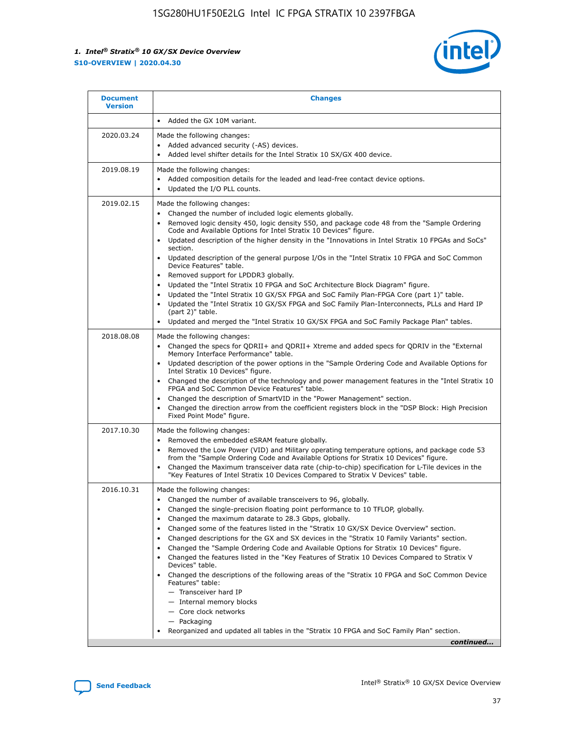| Document Version | Changes |
| --- | --- |
| | • Added the GX 10M variant. |
| 2020.03.24 | Made the following changes:<br>• Added advanced security (-AS) devices.<br>• Added level shifter details for the Intel Stratix 10 SX/GX 400 device. |
| 2019.08.19 | Made the following changes:<br>• Added composition details for the leaded and lead-free contact device options.<br>• Updated the I/O PLL counts. |
| 2019.02.15 | Made the following changes:<br>• Changed the number of included logic elements globally.<br>• Removed logic density 450, logic density 550, and package code 48 from the "Sample Ordering Code and Available Options for Intel Stratix 10 Devices" figure.<br>• Updated description of the higher density in the "Innovations in Intel Stratix 10 FPGAs and SoCs" section.<br>• Updated description of the general purpose I/Os in the "Intel Stratix 10 FPGA and SoC Common Device Features" table.<br>• Removed support for LPDDR3 globally.<br>• Updated the "Intel Stratix 10 FPGA and SoC Architecture Block Diagram" figure.<br>• Updated the "Intel Stratix 10 GX/SX FPGA and SoC Family Plan-FPGA Core (part 1)" table.<br>• Updated the "Intel Stratix 10 GX/SX FPGA and SoC Family Plan-Interconnects, PLLs and Hard IP (part 2)" table.<br>• Updated and merged the "Intel Stratix 10 GX/SX FPGA and SoC Family Package Plan" tables. |
| 2018.08.08 | Made the following changes:<br>• Changed the specs for QDRII+ and QDRII+ Xtreme and added specs for QDRIV in the "External Memory Interface Performance" table.<br>• Updated description of the power options in the "Sample Ordering Code and Available Options for Intel Stratix 10 Devices" figure.<br>• Changed the description of the technology and power management features in the "Intel Stratix 10 FPGA and SoC Common Device Features" table.<br>• Changed the description of SmartVID in the "Power Management" section.<br>• Changed the direction arrow from the coefficient registers block in the "DSP Block: High Precision Fixed Point Mode" figure. |
| 2017.10.30 | Made the following changes:<br>• Removed the embedded eSRAM feature globally.<br>• Removed the Low Power (VID) and Military operating temperature options, and package code 53 from the "Sample Ordering Code and Available Options for Stratix 10 Devices" figure.<br>• Changed the Maximum transceiver data rate (chip-to-chip) specification for L-Tile devices in the "Key Features of Intel Stratix 10 Devices Compared to Stratix V Devices" table. |
| 2016.10.31 | Made the following changes:<br>• Changed the number of available transceivers to 96, globally.<br>• Changed the single-precision floating point performance to 10 TFLOP, globally.<br>• Changed the maximum datarate to 28.3 Gbps, globally.<br>• Changed some of the features listed in the "Stratix 10 GX/SX Device Overview" section.<br>• Changed descriptions for the GX and SX devices in the "Stratix 10 Family Variants" section.<br>• Changed the "Sample Ordering Code and Available Options for Stratix 10 Devices" figure.<br>• Changed the features listed in the "Key Features of Stratix 10 Devices Compared to Stratix V Devices" table.<br>• Changed the descriptions of the following areas of the "Stratix 10 FPGA and SoC Common Device Features" table:<br>— Transceiver hard IP<br>— Internal memory blocks<br>— Core clock networks<br>— Packaging<br>• Reorganized and updated all tables in the "Stratix 10 FPGA and SoC Family Plan" section. |

*continued...*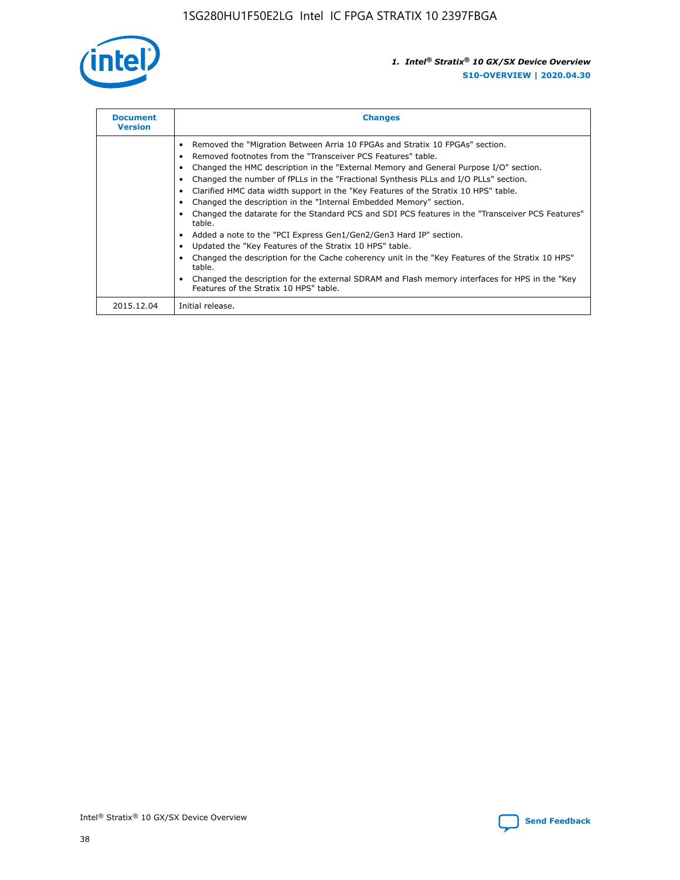| Document Version | Changes |
| --- | --- |
| | • Removed the "Migration Between Arria 10 FPGAs and Stratix 10 FPGAs" section.<br>• Removed footnotes from the "Transceiver PCS Features" table.<br>• Changed the HMC description in the "External Memory and General Purpose I/O" section.<br>• Changed the number of fPLLs in the "Fractional Synthesis PLLs and I/O PLLs" section.<br>• Clarified HMC data width support in the "Key Features of the Stratix 10 HPS" table.<br>• Changed the description in the "Internal Embedded Memory" section.<br>• Changed the datarate for the Standard PCS and SDI PCS features in the "Transceiver PCS Features" table.<br>• Added a note to the "PCI Express Gen1/Gen2/Gen3 Hard IP" section.<br>• Updated the "Key Features of the Stratix 10 HPS" table.<br>• Changed the description for the Cache coherency unit in the "Key Features of the Stratix 10 HPS" table.<br>• Changed the description for the external SDRAM and Flash memory interfaces for HPS in the "Key Features of the Stratix 10 HPS" table. |
| 2015.12.04 | Initial release. |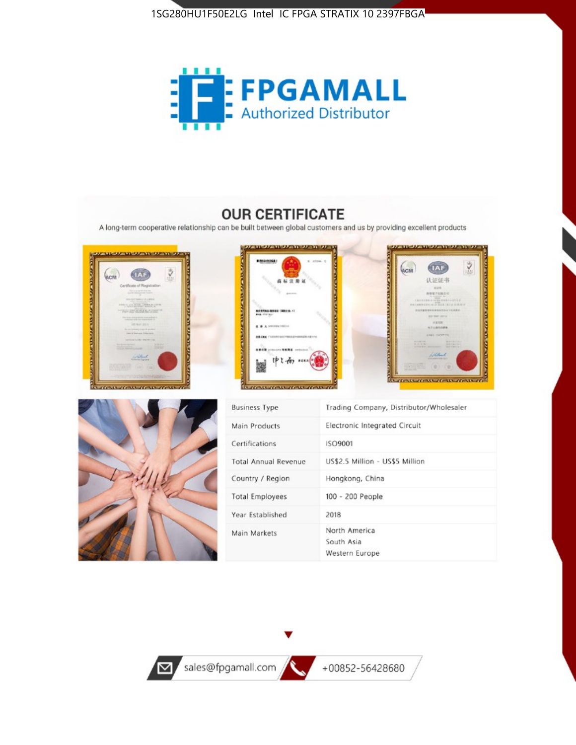# FPGAMALL

Authorized Distributor

## OUR CERTIFICATE

A long-term cooperative relationship can be built between global customers and us by providing excellent products

| | |
|---|---|
| Business Type | Trading Company, Distributor/Wholesaler |
| Main Products | Electronic Integrated Circuit |
| Certifications | ISO9001 |
| Total Annual Revenue | US$2.5 Million - US$5 Million |
| Country / Region | Hongkong, China |
| Total Employees | 100 - 200 People |
| Year Established | 2018 |
| Main Markets | North America<br>South Asia<br>Western Europe |

sales@fpgamall.com

+00852-56428680